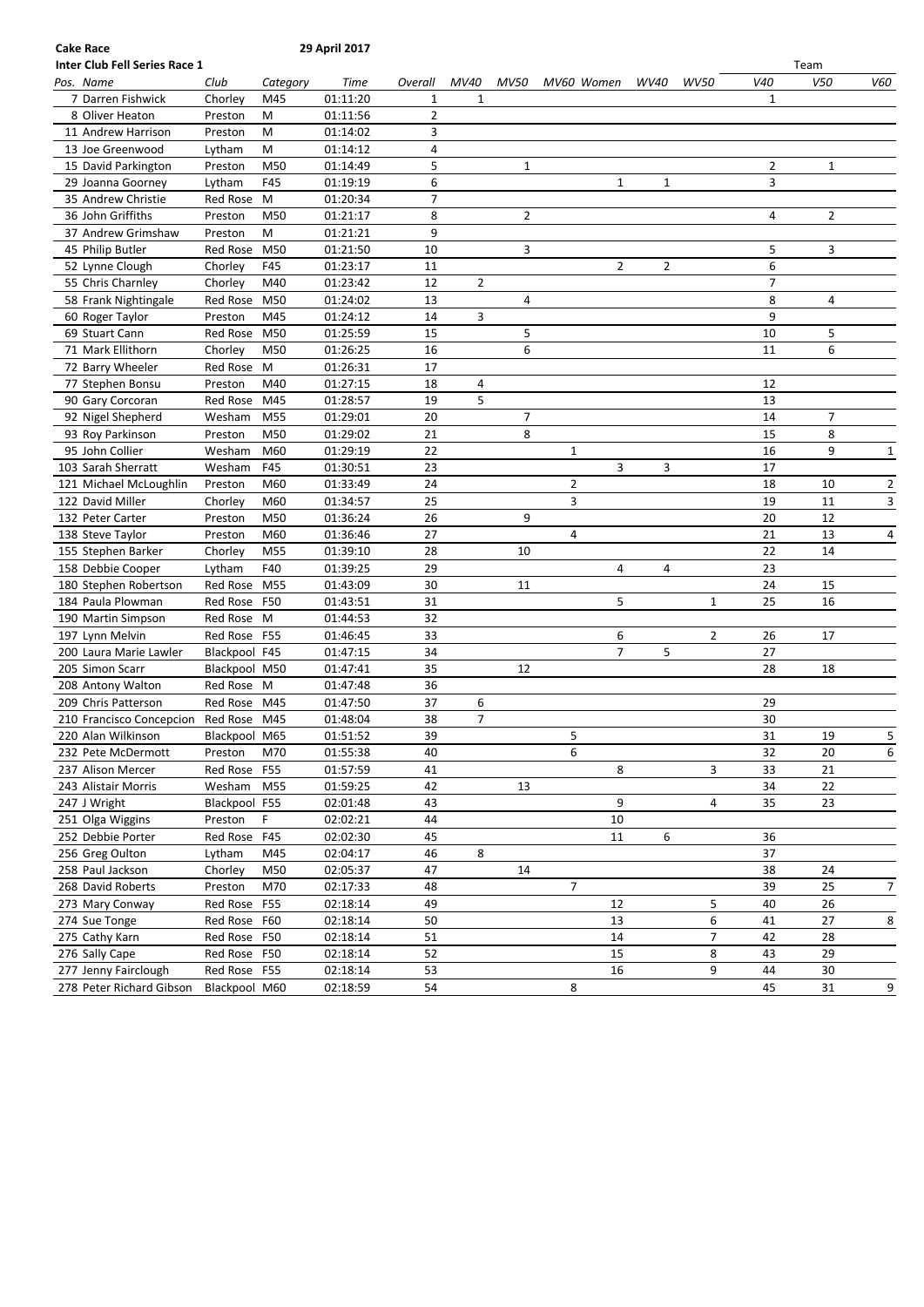**Cake Race** **29 April 2017**

**Inter Club Fell Series Race 1**

| Pos. | Name | Club | Category | Time | Overall | MV40 | MV50 | MV60 | Women | WV40 | WV50 | Team V40 | Team V50 | Team V60 |
|---|---|---|---|---|---|---|---|---|---|---|---|---|---|---|
| 7 | Darren Fishwick | Chorley | M45 | 01:11:20 | 1 | 1 | | | | | | 1 | | |
| 8 | Oliver Heaton | Preston | M | 01:11:56 | 2 | | | | | | | | | |
| 11 | Andrew Harrison | Preston | M | 01:14:02 | 3 | | | | | | | | | |
| 13 | Joe Greenwood | Lytham | M | 01:14:12 | 4 | | | | | | | | | |
| 15 | David Parkington | Preston | M50 | 01:14:49 | 5 | | 1 | | | | | 2 | 1 | |
| 29 | Joanna Goorney | Lytham | F45 | 01:19:19 | 6 | | | | 1 | 1 | | 3 | | |
| 35 | Andrew Christie | Red Rose | M | 01:20:34 | 7 | | | | | | | | | |
| 36 | John Griffiths | Preston | M50 | 01:21:17 | 8 | | 2 | | | | | 4 | 2 | |
| 37 | Andrew Grimshaw | Preston | M | 01:21:21 | 9 | | | | | | | | | |
| 45 | Philip Butler | Red Rose | M50 | 01:21:50 | 10 | | 3 | | | | | 5 | 3 | |
| 52 | Lynne Clough | Chorley | F45 | 01:23:17 | 11 | | | | 2 | 2 | | 6 | | |
| 55 | Chris Charnley | Chorley | M40 | 01:23:42 | 12 | 2 | | | | | | 7 | | |
| 58 | Frank Nightingale | Red Rose | M50 | 01:24:02 | 13 | | 4 | | | | | 8 | 4 | |
| 60 | Roger Taylor | Preston | M45 | 01:24:12 | 14 | 3 | | | | | | 9 | | |
| 69 | Stuart Cann | Red Rose | M50 | 01:25:59 | 15 | | 5 | | | | | 10 | 5 | |
| 71 | Mark Ellithorn | Chorley | M50 | 01:26:25 | 16 | | 6 | | | | | 11 | 6 | |
| 72 | Barry Wheeler | Red Rose | M | 01:26:31 | 17 | | | | | | | | | |
| 77 | Stephen Bonsu | Preston | M40 | 01:27:15 | 18 | 4 | | | | | | 12 | | |
| 90 | Gary Corcoran | Red Rose | M45 | 01:28:57 | 19 | 5 | | | | | | 13 | | |
| 92 | Nigel Shepherd | Wesham | M55 | 01:29:01 | 20 | | 7 | | | | | 14 | 7 | |
| 93 | Roy Parkinson | Preston | M50 | 01:29:02 | 21 | | 8 | | | | | 15 | 8 | |
| 95 | John Collier | Wesham | M60 | 01:29:19 | 22 | | | 1 | | | | 16 | 9 | 1 |
| 103 | Sarah Sherratt | Wesham | F45 | 01:30:51 | 23 | | | | 3 | 3 | | 17 | | |
| 121 | Michael McLoughlin | Preston | M60 | 01:33:49 | 24 | | | 2 | | | | 18 | 10 | 2 |
| 122 | David Miller | Chorley | M60 | 01:34:57 | 25 | | | 3 | | | | 19 | 11 | 3 |
| 132 | Peter Carter | Preston | M50 | 01:36:24 | 26 | | 9 | | | | | 20 | 12 | |
| 138 | Steve Taylor | Preston | M60 | 01:36:46 | 27 | | | 4 | | | | 21 | 13 | 4 |
| 155 | Stephen Barker | Chorley | M55 | 01:39:10 | 28 | | 10 | | | | | 22 | 14 | |
| 158 | Debbie Cooper | Lytham | F40 | 01:39:25 | 29 | | | | 4 | 4 | | 23 | | |
| 180 | Stephen Robertson | Red Rose | M55 | 01:43:09 | 30 | | 11 | | | | | 24 | 15 | |
| 184 | Paula Plowman | Red Rose | F50 | 01:43:51 | 31 | | | | 5 | | 1 | 25 | 16 | |
| 190 | Martin Simpson | Red Rose | M | 01:44:53 | 32 | | | | | | | | | |
| 197 | Lynn Melvin | Red Rose | F55 | 01:46:45 | 33 | | | | 6 | | 2 | 26 | 17 | |
| 200 | Laura Marie Lawler | Blackpool | F45 | 01:47:15 | 34 | | | | 7 | 5 | | 27 | | |
| 205 | Simon Scarr | Blackpool | M50 | 01:47:41 | 35 | | 12 | | | | | 28 | 18 | |
| 208 | Antony Walton | Red Rose | M | 01:47:48 | 36 | | | | | | | | | |
| 209 | Chris Patterson | Red Rose | M45 | 01:47:50 | 37 | 6 | | | | | | 29 | | |
| 210 | Francisco Concepcion | Red Rose | M45 | 01:48:04 | 38 | 7 | | | | | | 30 | | |
| 220 | Alan Wilkinson | Blackpool | M65 | 01:51:52 | 39 | | | 5 | | | | 31 | 19 | 5 |
| 232 | Pete McDermott | Preston | M70 | 01:55:38 | 40 | | | 6 | | | | 32 | 20 | 6 |
| 237 | Alison Mercer | Red Rose | F55 | 01:57:59 | 41 | | | | 8 | | 3 | 33 | 21 | |
| 243 | Alistair Morris | Wesham | M55 | 01:59:25 | 42 | | 13 | | | | | 34 | 22 | |
| 247 | J Wright | Blackpool | F55 | 02:01:48 | 43 | | | | 9 | | 4 | 35 | 23 | |
| 251 | Olga Wiggins | Preston | F | 02:02:21 | 44 | | | | 10 | | | | | |
| 252 | Debbie Porter | Red Rose | F45 | 02:02:30 | 45 | | | | 11 | 6 | | 36 | | |
| 256 | Greg Oulton | Lytham | M45 | 02:04:17 | 46 | 8 | | | | | | 37 | | |
| 258 | Paul Jackson | Chorley | M50 | 02:05:37 | 47 | | 14 | | | | | 38 | 24 | |
| 268 | David Roberts | Preston | M70 | 02:17:33 | 48 | | | 7 | | | | 39 | 25 | 7 |
| 273 | Mary Conway | Red Rose | F55 | 02:18:14 | 49 | | | | 12 | | 5 | 40 | 26 | |
| 274 | Sue Tonge | Red Rose | F60 | 02:18:14 | 50 | | | | 13 | | 6 | 41 | 27 | 8 |
| 275 | Cathy Karn | Red Rose | F50 | 02:18:14 | 51 | | | | 14 | | 7 | 42 | 28 | |
| 276 | Sally Cape | Red Rose | F50 | 02:18:14 | 52 | | | | 15 | | 8 | 43 | 29 | |
| 277 | Jenny Fairclough | Red Rose | F55 | 02:18:14 | 53 | | | | 16 | | 9 | 44 | 30 | |
| 278 | Peter Richard Gibson | Blackpool | M60 | 02:18:59 | 54 | | | 8 | | | | 45 | 31 | 9 |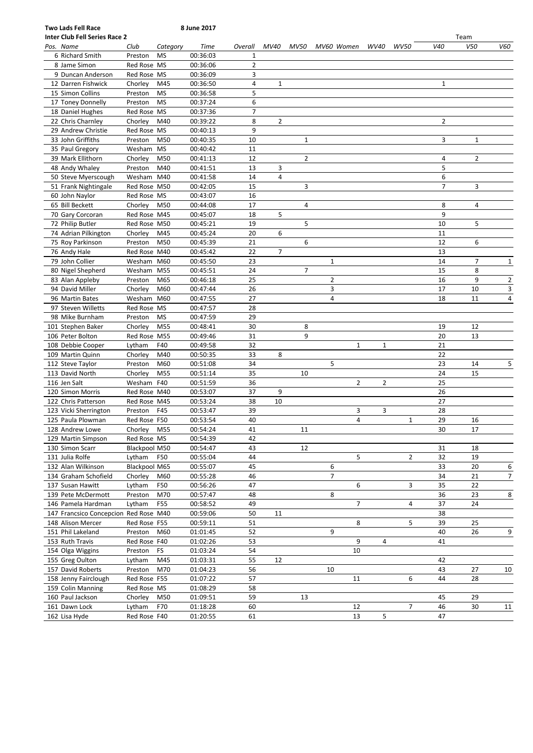**Two Lads Fell Race** **8 June 2017**

**Inter Club Fell Series Race 2**

| Pos. | Name | Club | Category | Time | Overall | MV40 | MV50 | MV60 | Women | WV40 | WV50 | Team V40 | Team V50 | Team V60 |
|---|---|---|---|---|---|---|---|---|---|---|---|---|---|---|
| 6 | Richard Smith | Preston | MS | 00:36:03 | 1 | | | | | | | | | |
| 8 | Jame Simon | Red Rose | MS | 00:36:06 | 2 | | | | | | | | | |
| 9 | Duncan Anderson | Red Rose | MS | 00:36:09 | 3 | | | | | | | | | |
| 12 | Darren Fishwick | Chorley | M45 | 00:36:50 | 4 | 1 | | | | | | 1 | | |
| 15 | Simon Collins | Preston | MS | 00:36:58 | 5 | | | | | | | | | |
| 17 | Toney Donnelly | Preston | MS | 00:37:24 | 6 | | | | | | | | | |
| 18 | Daniel Hughes | Red Rose | MS | 00:37:36 | 7 | | | | | | | | | |
| 22 | Chris Charnley | Chorley | M40 | 00:39:22 | 8 | 2 | | | | | | 2 | | |
| 29 | Andrew Christie | Red Rose | MS | 00:40:13 | 9 | | | | | | | | | |
| 33 | John Griffiths | Preston | M50 | 00:40:35 | 10 | | 1 | | | | | 3 | 1 | |
| 35 | Paul Gregory | Wesham | MS | 00:40:42 | 11 | | | | | | | | | |
| 39 | Mark Ellithorn | Chorley | M50 | 00:41:13 | 12 | | 2 | | | | | 4 | 2 | |
| 48 | Andy Whaley | Preston | M40 | 00:41:51 | 13 | 3 | | | | | | 5 | | |
| 50 | Steve Myerscough | Wesham | M40 | 00:41:58 | 14 | 4 | | | | | | 6 | | |
| 51 | Frank Nightingale | Red Rose | M50 | 00:42:05 | 15 | | 3 | | | | | 7 | 3 | |
| 60 | John Naylor | Red Rose | MS | 00:43:07 | 16 | | | | | | | | | |
| 65 | Bill Beckett | Chorley | M50 | 00:44:08 | 17 | | 4 | | | | | 8 | 4 | |
| 70 | Gary Corcoran | Red Rose | M45 | 00:45:07 | 18 | 5 | | | | | | 9 | | |
| 72 | Philip Butler | Red Rose | M50 | 00:45:21 | 19 | | 5 | | | | | 10 | 5 | |
| 74 | Adrian Pilkington | Chorley | M45 | 00:45:24 | 20 | 6 | | | | | | 11 | | |
| 75 | Roy Parkinson | Preston | M50 | 00:45:39 | 21 | | 6 | | | | | 12 | 6 | |
| 76 | Andy Hale | Red Rose | M40 | 00:45:42 | 22 | 7 | | | | | | 13 | | |
| 79 | John Collier | Wesham | M60 | 00:45:50 | 23 | | | 1 | | | | 14 | 7 | 1 |
| 80 | Nigel Shepherd | Wesham | M55 | 00:45:51 | 24 | | 7 | | | | | 15 | 8 | |
| 83 | Alan Appleby | Preston | M65 | 00:46:18 | 25 | | | 2 | | | | 16 | 9 | 2 |
| 94 | David Miller | Chorley | M60 | 00:47:44 | 26 | | | 3 | | | | 17 | 10 | 3 |
| 96 | Martin Bates | Wesham | M60 | 00:47:55 | 27 | | | 4 | | | | 18 | 11 | 4 |
| 97 | Steven Willetts | Red Rose | MS | 00:47:57 | 28 | | | | | | | | | |
| 98 | Mike Burnham | Preston | MS | 00:47:59 | 29 | | | | | | | | | |
| 101 | Stephen Baker | Chorley | M55 | 00:48:41 | 30 | | 8 | | | | | 19 | 12 | |
| 106 | Peter Bolton | Red Rose | M55 | 00:49:46 | 31 | | 9 | | | | | 20 | 13 | |
| 108 | Debbie Cooper | Lytham | F40 | 00:49:58 | 32 | | | | 1 | 1 | | 21 | | |
| 109 | Martin Quinn | Chorley | M40 | 00:50:35 | 33 | 8 | | | | | | 22 | | |
| 112 | Steve Taylor | Preston | M60 | 00:51:08 | 34 | | | 5 | | | | 23 | 14 | 5 |
| 113 | David North | Chorley | M55 | 00:51:14 | 35 | | 10 | | | | | 24 | 15 | |
| 116 | Jen Salt | Wesham | F40 | 00:51:59 | 36 | | | | 2 | 2 | | 25 | | |
| 120 | Simon Morris | Red Rose | M40 | 00:53:07 | 37 | 9 | | | | | | 26 | | |
| 122 | Chris Patterson | Red Rose | M45 | 00:53:24 | 38 | 10 | | | | | | 27 | | |
| 123 | Vicki Sherrington | Preston | F45 | 00:53:47 | 39 | | | | 3 | 3 | | 28 | | |
| 125 | Paula Plowman | Red Rose | F50 | 00:53:54 | 40 | | | | 4 | | 1 | 29 | 16 | |
| 128 | Andrew Lowe | Chorley | M55 | 00:54:24 | 41 | | 11 | | | | | 30 | 17 | |
| 129 | Martin Simpson | Red Rose | MS | 00:54:39 | 42 | | | | | | | | | |
| 130 | Simon Scarr | Blackpool | M50 | 00:54:47 | 43 | | 12 | | | | | 31 | 18 | |
| 131 | Julia Rolfe | Lytham | F50 | 00:55:04 | 44 | | | | 5 | | 2 | 32 | 19 | |
| 132 | Alan Wilkinson | Blackpool | M65 | 00:55:07 | 45 | | | 6 | | | | 33 | 20 | 6 |
| 134 | Graham Schofield | Chorley | M60 | 00:55:28 | 46 | | | 7 | | | | 34 | 21 | 7 |
| 137 | Susan Hawitt | Lytham | F50 | 00:56:26 | 47 | | | | 6 | | 3 | 35 | 22 | |
| 139 | Pete McDermott | Preston | M70 | 00:57:47 | 48 | | | 8 | | | | 36 | 23 | 8 |
| 146 | Pamela Hardman | Lytham | F55 | 00:58:52 | 49 | | | | 7 | | 4 | 37 | 24 | |
| 147 | Francsico Concepcion | Red Rose | M40 | 00:59:06 | 50 | 11 | | | | | | 38 | | |
| 148 | Alison Mercer | Red Rose | F55 | 00:59:11 | 51 | | | | 8 | | 5 | 39 | 25 | |
| 151 | Phil Lakeland | Preston | M60 | 01:01:45 | 52 | | | 9 | | | | 40 | 26 | 9 |
| 153 | Ruth Travis | Red Rose | F40 | 01:02:26 | 53 | | | | 9 | 4 | | 41 | | |
| 154 | Olga Wiggins | Preston | FS | 01:03:24 | 54 | | | | 10 | | | | | |
| 155 | Greg Oulton | Lytham | M45 | 01:03:31 | 55 | 12 | | | | | | 42 | | |
| 157 | David Roberts | Preston | M70 | 01:04:23 | 56 | | | 10 | | | | 43 | 27 | 10 |
| 158 | Jenny Fairclough | Red Rose | F55 | 01:07:22 | 57 | | | | 11 | | 6 | 44 | 28 | |
| 159 | Colin Manning | Red Rose | MS | 01:08:29 | 58 | | | | | | | | | |
| 160 | Paul Jackson | Chorley | M50 | 01:09:51 | 59 | | 13 | | | | | 45 | 29 | |
| 161 | Dawn Lock | Lytham | F70 | 01:18:28 | 60 | | | | 12 | | 7 | 46 | 30 | 11 |
| 162 | Lisa Hyde | Red Rose | F40 | 01:20:55 | 61 | | | | 13 | 5 | | 47 | | |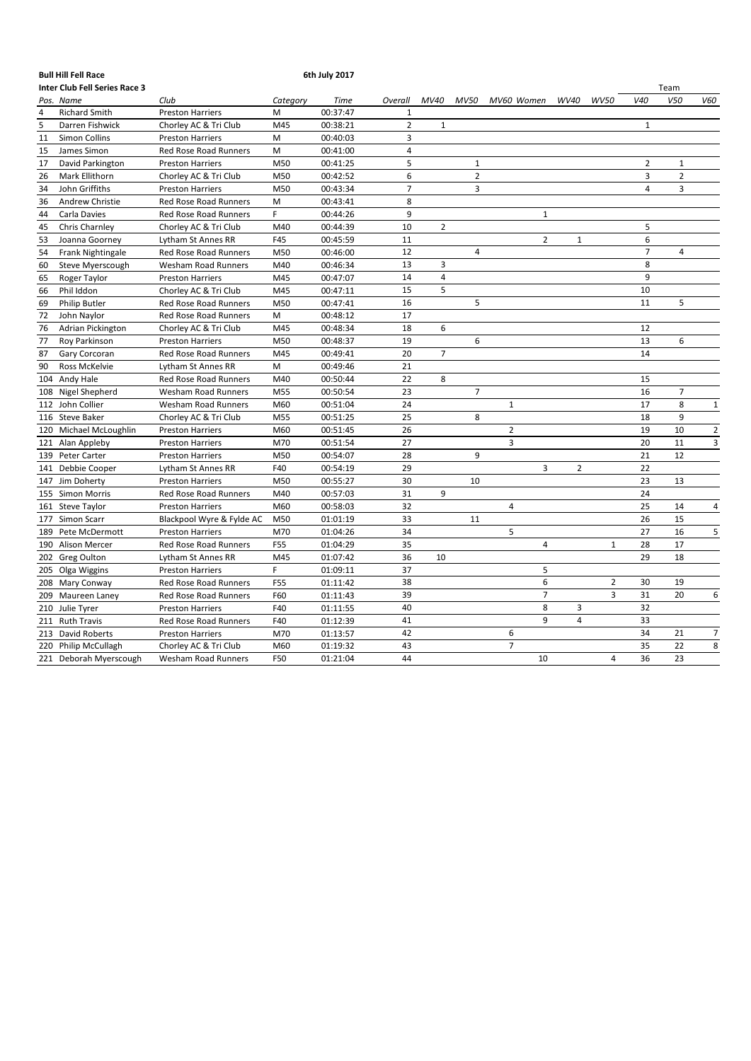**Bull Hill Fell Race** **6th July 2017**

**Inter Club Fell Series Race 3**

| Pos. | Name | Club | Category | Time | Overall | MV40 | MV50 | MV60 | Women | WV40 | WV50 | Team | | |
|---|---|---|---|---|---|---|---|---|---|---|---|---|---|---|
| | | | | | | | | | | | | V40 | V50 | V60 |
| 4 | Richard Smith | Preston Harriers | M | 00:37:47 | 1 | | | | | | | | | |
| 5 | Darren Fishwick | Chorley AC & Tri Club | M45 | 00:38:21 | 2 | 1 | | | | | | 1 | | |
| 11 | Simon Collins | Preston Harriers | M | 00:40:03 | 3 | | | | | | | | | |
| 15 | James Simon | Red Rose Road Runners | M | 00:41:00 | 4 | | | | | | | | | |
| 17 | David Parkington | Preston Harriers | M50 | 00:41:25 | 5 | | 1 | | | | | 2 | 1 | |
| 26 | Mark Ellithorn | Chorley AC & Tri Club | M50 | 00:42:52 | 6 | | 2 | | | | | 3 | 2 | |
| 34 | John Griffiths | Preston Harriers | M50 | 00:43:34 | 7 | | 3 | | | | | 4 | 3 | |
| 36 | Andrew Christie | Red Rose Road Runners | M | 00:43:41 | 8 | | | | | | | | | |
| 44 | Carla Davies | Red Rose Road Runners | F | 00:44:26 | 9 | | | | 1 | | | | | |
| 45 | Chris Charnley | Chorley AC & Tri Club | M40 | 00:44:39 | 10 | 2 | | | | | | 5 | | |
| 53 | Joanna Goorney | Lytham St Annes RR | F45 | 00:45:59 | 11 | | | | 2 | 1 | | 6 | | |
| 54 | Frank Nightingale | Red Rose Road Runners | M50 | 00:46:00 | 12 | | 4 | | | | | 7 | 4 | |
| 60 | Steve Myerscough | Wesham Road Runners | M40 | 00:46:34 | 13 | 3 | | | | | | 8 | | |
| 65 | Roger Taylor | Preston Harriers | M45 | 00:47:07 | 14 | 4 | | | | | | 9 | | |
| 66 | Phil Iddon | Chorley AC & Tri Club | M45 | 00:47:11 | 15 | 5 | | | | | | 10 | | |
| 69 | Philip Butler | Red Rose Road Runners | M50 | 00:47:41 | 16 | | 5 | | | | | 11 | 5 | |
| 72 | John Naylor | Red Rose Road Runners | M | 00:48:12 | 17 | | | | | | | | | |
| 76 | Adrian Pickington | Chorley AC & Tri Club | M45 | 00:48:34 | 18 | 6 | | | | | | 12 | | |
| 77 | Roy Parkinson | Preston Harriers | M50 | 00:48:37 | 19 | | 6 | | | | | 13 | 6 | |
| 87 | Gary Corcoran | Red Rose Road Runners | M45 | 00:49:41 | 20 | 7 | | | | | | 14 | | |
| 90 | Ross McKelvie | Lytham St Annes RR | M | 00:49:46 | 21 | | | | | | | | | |
| 104 | Andy Hale | Red Rose Road Runners | M40 | 00:50:44 | 22 | 8 | | | | | | 15 | | |
| 108 | Nigel Shepherd | Wesham Road Runners | M55 | 00:50:54 | 23 | | 7 | | | | | 16 | 7 | |
| 112 | John Collier | Wesham Road Runners | M60 | 00:51:04 | 24 | | | 1 | | | | 17 | 8 | 1 |
| 116 | Steve Baker | Chorley AC & Tri Club | M55 | 00:51:25 | 25 | | 8 | | | | | 18 | 9 | |
| 120 | Michael McLoughlin | Preston Harriers | M60 | 00:51:45 | 26 | | | 2 | | | | 19 | 10 | 2 |
| 121 | Alan Appleby | Preston Harriers | M70 | 00:51:54 | 27 | | | 3 | | | | 20 | 11 | 3 |
| 139 | Peter Carter | Preston Harriers | M50 | 00:54:07 | 28 | | 9 | | | | | 21 | 12 | |
| 141 | Debbie Cooper | Lytham St Annes RR | F40 | 00:54:19 | 29 | | | | 3 | 2 | | 22 | | |
| 147 | Jim Doherty | Preston Harriers | M50 | 00:55:27 | 30 | | 10 | | | | | 23 | 13 | |
| 155 | Simon Morris | Red Rose Road Runners | M40 | 00:57:03 | 31 | 9 | | | | | | 24 | | |
| 161 | Steve Taylor | Preston Harriers | M60 | 00:58:03 | 32 | | | 4 | | | | 25 | 14 | 4 |
| 177 | Simon Scarr | Blackpool Wyre & Fylde AC | M50 | 01:01:19 | 33 | | 11 | | | | | 26 | 15 | |
| 189 | Pete McDermott | Preston Harriers | M70 | 01:04:26 | 34 | | | 5 | | | | 27 | 16 | 5 |
| 190 | Alison Mercer | Red Rose Road Runners | F55 | 01:04:29 | 35 | | | | 4 | | 1 | 28 | 17 | |
| 202 | Greg Oulton | Lytham St Annes RR | M45 | 01:07:42 | 36 | 10 | | | | | | 29 | 18 | |
| 205 | Olga Wiggins | Preston Harriers | F | 01:09:11 | 37 | | | | 5 | | | | | |
| 208 | Mary Conway | Red Rose Road Runners | F55 | 01:11:42 | 38 | | | | 6 | | 2 | 30 | 19 | |
| 209 | Maureen Laney | Red Rose Road Runners | F60 | 01:11:43 | 39 | | | | 7 | | 3 | 31 | 20 | 6 |
| 210 | Julie Tyrer | Preston Harriers | F40 | 01:11:55 | 40 | | | | 8 | 3 | | 32 | | |
| 211 | Ruth Travis | Red Rose Road Runners | F40 | 01:12:39 | 41 | | | | 9 | 4 | | 33 | | |
| 213 | David Roberts | Preston Harriers | M70 | 01:13:57 | 42 | | | 6 | | | | 34 | 21 | 7 |
| 220 | Philip McCullagh | Chorley AC & Tri Club | M60 | 01:19:32 | 43 | | | 7 | | | | 35 | 22 | 8 |
| 221 | Deborah Myerscough | Wesham Road Runners | F50 | 01:21:04 | 44 | | | | 10 | | 4 | 36 | 23 | |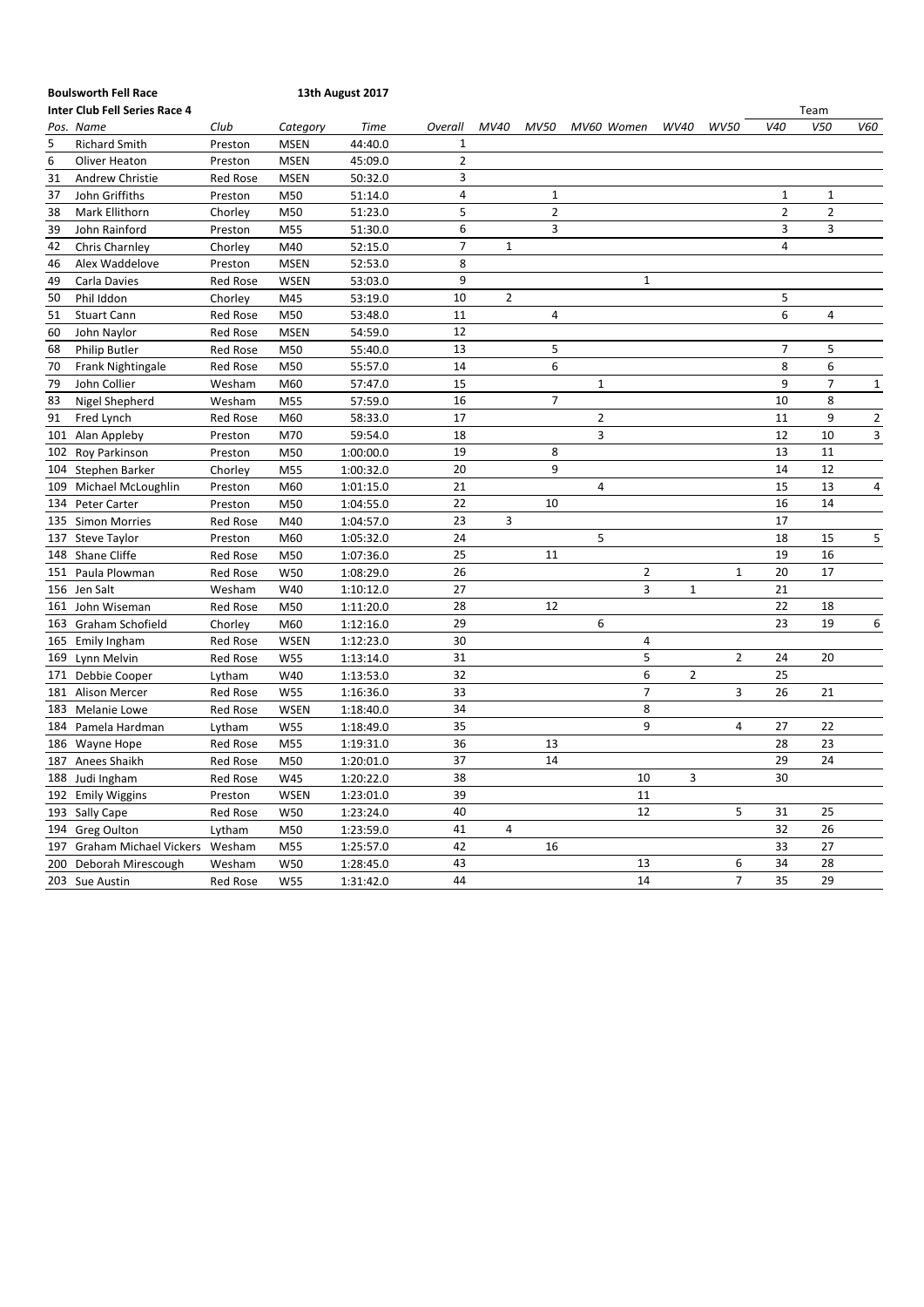**Boulsworth Fell Race** **13th August 2017**

**Inter Club Fell Series Race 4**

| Pos. | Name | Club | Category | Time | Overall | MV40 | MV50 | MV60 | Women | WV40 | WV50 | Team V40 | Team V50 | Team V60 |
|---|---|---|---|---|---|---|---|---|---|---|---|---|---|---|
| 5 | Richard Smith | Preston | MSEN | 44:40.0 | 1 | | | | | | | | | |
| 6 | Oliver Heaton | Preston | MSEN | 45:09.0 | 2 | | | | | | | | | |
| 31 | Andrew Christie | Red Rose | MSEN | 50:32.0 | 3 | | | | | | | | | |
| 37 | John Griffiths | Preston | M50 | 51:14.0 | 4 | | 1 | | | | | 1 | 1 | |
| 38 | Mark Ellithorn | Chorley | M50 | 51:23.0 | 5 | | 2 | | | | | 2 | 2 | |
| 39 | John Rainford | Preston | M55 | 51:30.0 | 6 | | 3 | | | | | 3 | 3 | |
| 42 | Chris Charnley | Chorley | M40 | 52:15.0 | 7 | 1 | | | | | | 4 | | |
| 46 | Alex Waddelove | Preston | MSEN | 52:53.0 | 8 | | | | | | | | | |
| 49 | Carla Davies | Red Rose | WSEN | 53:03.0 | 9 | | | | 1 | | | | | |
| 50 | Phil Iddon | Chorley | M45 | 53:19.0 | 10 | 2 | | | | | | 5 | | |
| 51 | Stuart Cann | Red Rose | M50 | 53:48.0 | 11 | | 4 | | | | | 6 | 4 | |
| 60 | John Naylor | Red Rose | MSEN | 54:59.0 | 12 | | | | | | | | | |
| 68 | Philip Butler | Red Rose | M50 | 55:40.0 | 13 | | 5 | | | | | 7 | 5 | |
| 70 | Frank Nightingale | Red Rose | M50 | 55:57.0 | 14 | | 6 | | | | | 8 | 6 | |
| 79 | John Collier | Wesham | M60 | 57:47.0 | 15 | | | 1 | | | | 9 | 7 | 1 |
| 83 | Nigel Shepherd | Wesham | M55 | 57:59.0 | 16 | | 7 | | | | | 10 | 8 | |
| 91 | Fred Lynch | Red Rose | M60 | 58:33.0 | 17 | | | 2 | | | | 11 | 9 | 2 |
| 101 | Alan Appleby | Preston | M70 | 59:54.0 | 18 | | | 3 | | | | 12 | 10 | 3 |
| 102 | Roy Parkinson | Preston | M50 | 1:00:00.0 | 19 | | 8 | | | | | 13 | 11 | |
| 104 | Stephen Barker | Chorley | M55 | 1:00:32.0 | 20 | | 9 | | | | | 14 | 12 | |
| 109 | Michael McLoughlin | Preston | M60 | 1:01:15.0 | 21 | | | 4 | | | | 15 | 13 | 4 |
| 134 | Peter Carter | Preston | M50 | 1:04:55.0 | 22 | | 10 | | | | | 16 | 14 | |
| 135 | Simon Morries | Red Rose | M40 | 1:04:57.0 | 23 | 3 | | | | | | 17 | | |
| 137 | Steve Taylor | Preston | M60 | 1:05:32.0 | 24 | | | 5 | | | | 18 | 15 | 5 |
| 148 | Shane Cliffe | Red Rose | M50 | 1:07:36.0 | 25 | | 11 | | | | | 19 | 16 | |
| 151 | Paula Plowman | Red Rose | W50 | 1:08:29.0 | 26 | | | | 2 | | 1 | 20 | 17 | |
| 156 | Jen Salt | Wesham | W40 | 1:10:12.0 | 27 | | | | 3 | 1 | | 21 | | |
| 161 | John Wiseman | Red Rose | M50 | 1:11:20.0 | 28 | | 12 | | | | | 22 | 18 | |
| 163 | Graham Schofield | Chorley | M60 | 1:12:16.0 | 29 | | | 6 | | | | 23 | 19 | 6 |
| 165 | Emily Ingham | Red Rose | WSEN | 1:12:23.0 | 30 | | | | 4 | | | | | |
| 169 | Lynn Melvin | Red Rose | W55 | 1:13:14.0 | 31 | | | | 5 | | 2 | 24 | 20 | |
| 171 | Debbie Cooper | Lytham | W40 | 1:13:53.0 | 32 | | | | 6 | 2 | | 25 | | |
| 181 | Alison Mercer | Red Rose | W55 | 1:16:36.0 | 33 | | | | 7 | | 3 | 26 | 21 | |
| 183 | Melanie Lowe | Red Rose | WSEN | 1:18:40.0 | 34 | | | | 8 | | | | | |
| 184 | Pamela Hardman | Lytham | W55 | 1:18:49.0 | 35 | | | | 9 | | 4 | 27 | 22 | |
| 186 | Wayne Hope | Red Rose | M55 | 1:19:31.0 | 36 | | 13 | | | | | 28 | 23 | |
| 187 | Anees Shaikh | Red Rose | M50 | 1:20:01.0 | 37 | | 14 | | | | | 29 | 24 | |
| 188 | Judi Ingham | Red Rose | W45 | 1:20:22.0 | 38 | | | | 10 | 3 | | 30 | | |
| 192 | Emily Wiggins | Preston | WSEN | 1:23:01.0 | 39 | | | | 11 | | | | | |
| 193 | Sally Cape | Red Rose | W50 | 1:23:24.0 | 40 | | | | 12 | | 5 | 31 | 25 | |
| 194 | Greg Oulton | Lytham | M50 | 1:23:59.0 | 41 | 4 | | | | | | 32 | 26 | |
| 197 | Graham Michael Vickers | Wesham | M55 | 1:25:57.0 | 42 | | 16 | | | | | 33 | 27 | |
| 200 | Deborah Mirescough | Wesham | W50 | 1:28:45.0 | 43 | | | | 13 | | 6 | 34 | 28 | |
| 203 | Sue Austin | Red Rose | W55 | 1:31:42.0 | 44 | | | | 14 | | 7 | 35 | 29 | |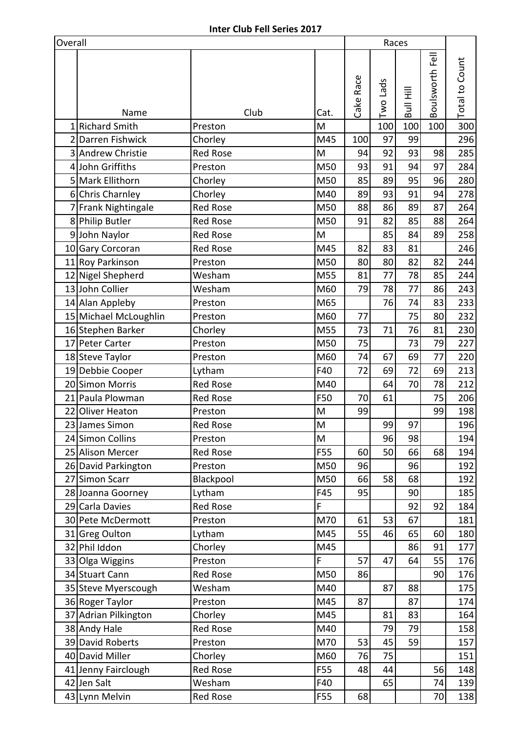**Inter Club Fell Series 2017**

| Overall | | | | Races | | | | |
|---|---|---|---|---|---|---|---|---|
| | Name | Club | Cat. | Cake Race | Two Lads | Bull Hill | Boulsworth Fell | Total to Count |
| 1 | Richard Smith | Preston | M | | 100 | 100 | 100 | 300 |
| 2 | Darren Fishwick | Chorley | M45 | 100 | 97 | 99 | | 296 |
| 3 | Andrew Christie | Red Rose | M | 94 | 92 | 93 | 98 | 285 |
| 4 | John Griffiths | Preston | M50 | 93 | 91 | 94 | 97 | 284 |
| 5 | Mark Ellithorn | Chorley | M50 | 85 | 89 | 95 | 96 | 280 |
| 6 | Chris Charnley | Chorley | M40 | 89 | 93 | 91 | 94 | 278 |
| 7 | Frank Nightingale | Red Rose | M50 | 88 | 86 | 89 | 87 | 264 |
| 8 | Philip Butler | Red Rose | M50 | 91 | 82 | 85 | 88 | 264 |
| 9 | John Naylor | Red Rose | M | | 85 | 84 | 89 | 258 |
| 10 | Gary Corcoran | Red Rose | M45 | 82 | 83 | 81 | | 246 |
| 11 | Roy Parkinson | Preston | M50 | 80 | 80 | 82 | 82 | 244 |
| 12 | Nigel Shepherd | Wesham | M55 | 81 | 77 | 78 | 85 | 244 |
| 13 | John Collier | Wesham | M60 | 79 | 78 | 77 | 86 | 243 |
| 14 | Alan Appleby | Preston | M65 | | 76 | 74 | 83 | 233 |
| 15 | Michael McLoughlin | Preston | M60 | 77 | | 75 | 80 | 232 |
| 16 | Stephen Barker | Chorley | M55 | 73 | 71 | 76 | 81 | 230 |
| 17 | Peter Carter | Preston | M50 | 75 | | 73 | 79 | 227 |
| 18 | Steve Taylor | Preston | M60 | 74 | 67 | 69 | 77 | 220 |
| 19 | Debbie Cooper | Lytham | F40 | 72 | 69 | 72 | 69 | 213 |
| 20 | Simon Morris | Red Rose | M40 | | 64 | 70 | 78 | 212 |
| 21 | Paula Plowman | Red Rose | F50 | 70 | 61 | | 75 | 206 |
| 22 | Oliver Heaton | Preston | M | 99 | | | 99 | 198 |
| 23 | James Simon | Red Rose | M | | 99 | 97 | | 196 |
| 24 | Simon Collins | Preston | M | | 96 | 98 | | 194 |
| 25 | Alison Mercer | Red Rose | F55 | 60 | 50 | 66 | 68 | 194 |
| 26 | David Parkington | Preston | M50 | 96 | | 96 | | 192 |
| 27 | Simon Scarr | Blackpool | M50 | 66 | 58 | 68 | | 192 |
| 28 | Joanna Goorney | Lytham | F45 | 95 | | 90 | | 185 |
| 29 | Carla Davies | Red Rose | F | | | 92 | 92 | 184 |
| 30 | Pete McDermott | Preston | M70 | 61 | 53 | 67 | | 181 |
| 31 | Greg Oulton | Lytham | M45 | 55 | 46 | 65 | 60 | 180 |
| 32 | Phil Iddon | Chorley | M45 | | | 86 | 91 | 177 |
| 33 | Olga Wiggins | Preston | F | 57 | 47 | 64 | 55 | 176 |
| 34 | Stuart Cann | Red Rose | M50 | 86 | | | 90 | 176 |
| 35 | Steve Myerscough | Wesham | M40 | | 87 | 88 | | 175 |
| 36 | Roger Taylor | Preston | M45 | 87 | | 87 | | 174 |
| 37 | Adrian Pilkington | Chorley | M45 | | 81 | 83 | | 164 |
| 38 | Andy Hale | Red Rose | M40 | | 79 | 79 | | 158 |
| 39 | David Roberts | Preston | M70 | 53 | 45 | 59 | | 157 |
| 40 | David Miller | Chorley | M60 | 76 | 75 | | | 151 |
| 41 | Jenny Fairclough | Red Rose | F55 | 48 | 44 | | 56 | 148 |
| 42 | Jen Salt | Wesham | F40 | | 65 | | 74 | 139 |
| 43 | Lynn Melvin | Red Rose | F55 | 68 | | | 70 | 138 |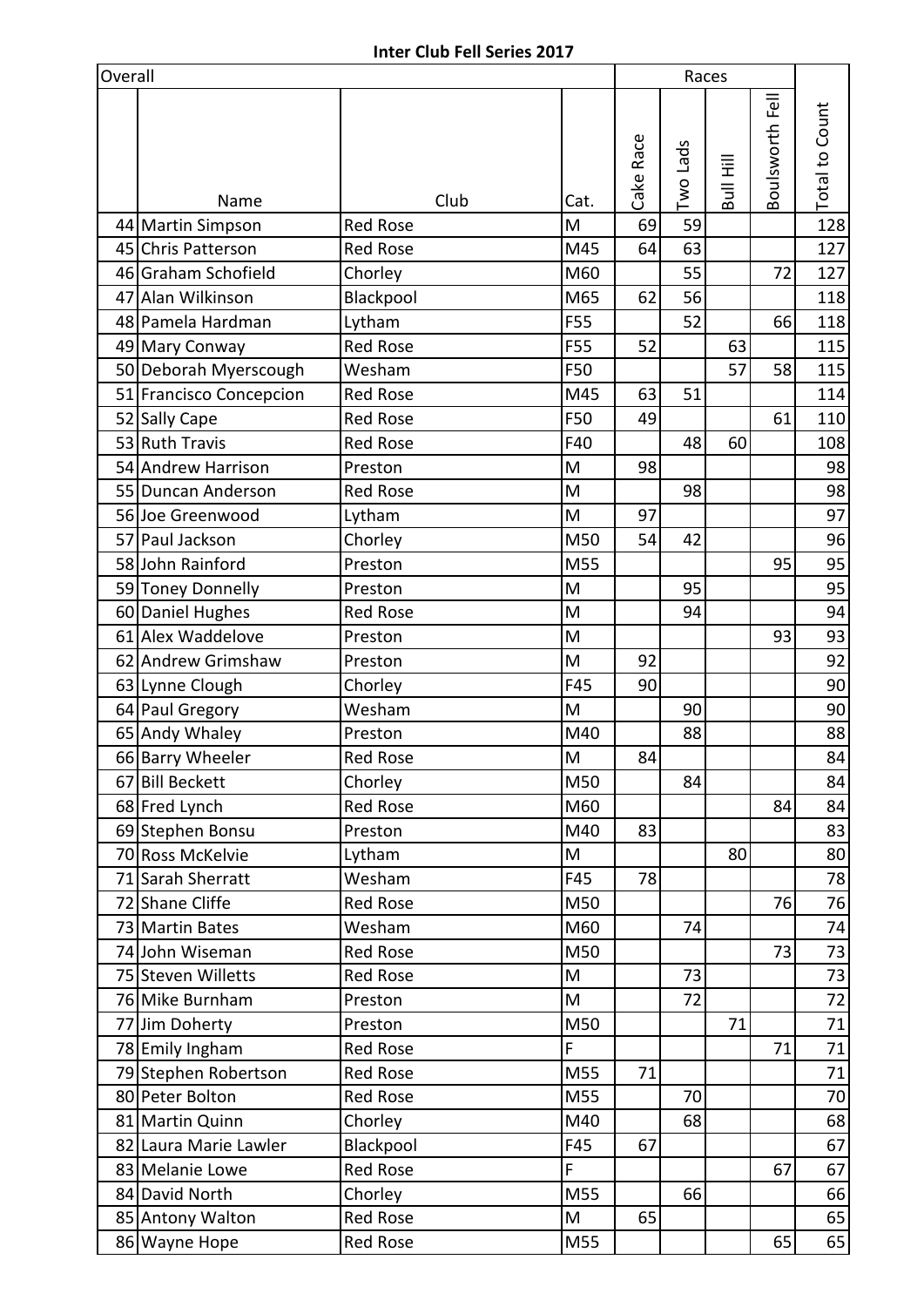**Inter Club Fell Series 2017**

| Overall | | | | Races | | | | |
|---|---|---|---|---|---|---|---|---|
| | Name | Club | Cat. | Cake Race | Two Lads | Bull Hill | Boulsworth Fell | Total to Count |
| 44 | Martin Simpson | Red Rose | M | 69 | 59 | | | 128 |
| 45 | Chris Patterson | Red Rose | M45 | 64 | 63 | | | 127 |
| 46 | Graham Schofield | Chorley | M60 | | 55 | | 72 | 127 |
| 47 | Alan Wilkinson | Blackpool | M65 | 62 | 56 | | | 118 |
| 48 | Pamela Hardman | Lytham | F55 | | 52 | | 66 | 118 |
| 49 | Mary Conway | Red Rose | F55 | 52 | | 63 | | 115 |
| 50 | Deborah Myerscough | Wesham | F50 | | | 57 | 58 | 115 |
| 51 | Francisco Concepcion | Red Rose | M45 | 63 | 51 | | | 114 |
| 52 | Sally Cape | Red Rose | F50 | 49 | | | 61 | 110 |
| 53 | Ruth Travis | Red Rose | F40 | | 48 | 60 | | 108 |
| 54 | Andrew Harrison | Preston | M | 98 | | | | 98 |
| 55 | Duncan Anderson | Red Rose | M | | 98 | | | 98 |
| 56 | Joe Greenwood | Lytham | M | 97 | | | | 97 |
| 57 | Paul Jackson | Chorley | M50 | 54 | 42 | | | 96 |
| 58 | John Rainford | Preston | M55 | | | | 95 | 95 |
| 59 | Toney Donnelly | Preston | M | | 95 | | | 95 |
| 60 | Daniel Hughes | Red Rose | M | | 94 | | | 94 |
| 61 | Alex Waddelove | Preston | M | | | | 93 | 93 |
| 62 | Andrew Grimshaw | Preston | M | 92 | | | | 92 |
| 63 | Lynne Clough | Chorley | F45 | 90 | | | | 90 |
| 64 | Paul Gregory | Wesham | M | | 90 | | | 90 |
| 65 | Andy Whaley | Preston | M40 | | 88 | | | 88 |
| 66 | Barry Wheeler | Red Rose | M | 84 | | | | 84 |
| 67 | Bill Beckett | Chorley | M50 | | 84 | | | 84 |
| 68 | Fred Lynch | Red Rose | M60 | | | | 84 | 84 |
| 69 | Stephen Bonsu | Preston | M40 | 83 | | | | 83 |
| 70 | Ross McKelvie | Lytham | M | | | 80 | | 80 |
| 71 | Sarah Sherratt | Wesham | F45 | 78 | | | | 78 |
| 72 | Shane Cliffe | Red Rose | M50 | | | | 76 | 76 |
| 73 | Martin Bates | Wesham | M60 | | 74 | | | 74 |
| 74 | John Wiseman | Red Rose | M50 | | | | 73 | 73 |
| 75 | Steven Willetts | Red Rose | M | | 73 | | | 73 |
| 76 | Mike Burnham | Preston | M | | 72 | | | 72 |
| 77 | Jim Doherty | Preston | M50 | | | 71 | | 71 |
| 78 | Emily Ingham | Red Rose | F | | | | 71 | 71 |
| 79 | Stephen Robertson | Red Rose | M55 | 71 | | | | 71 |
| 80 | Peter Bolton | Red Rose | M55 | | 70 | | | 70 |
| 81 | Martin Quinn | Chorley | M40 | | 68 | | | 68 |
| 82 | Laura Marie Lawler | Blackpool | F45 | 67 | | | | 67 |
| 83 | Melanie Lowe | Red Rose | F | | | | 67 | 67 |
| 84 | David North | Chorley | M55 | | 66 | | | 66 |
| 85 | Antony Walton | Red Rose | M | 65 | | | | 65 |
| 86 | Wayne Hope | Red Rose | M55 | | | | 65 | 65 |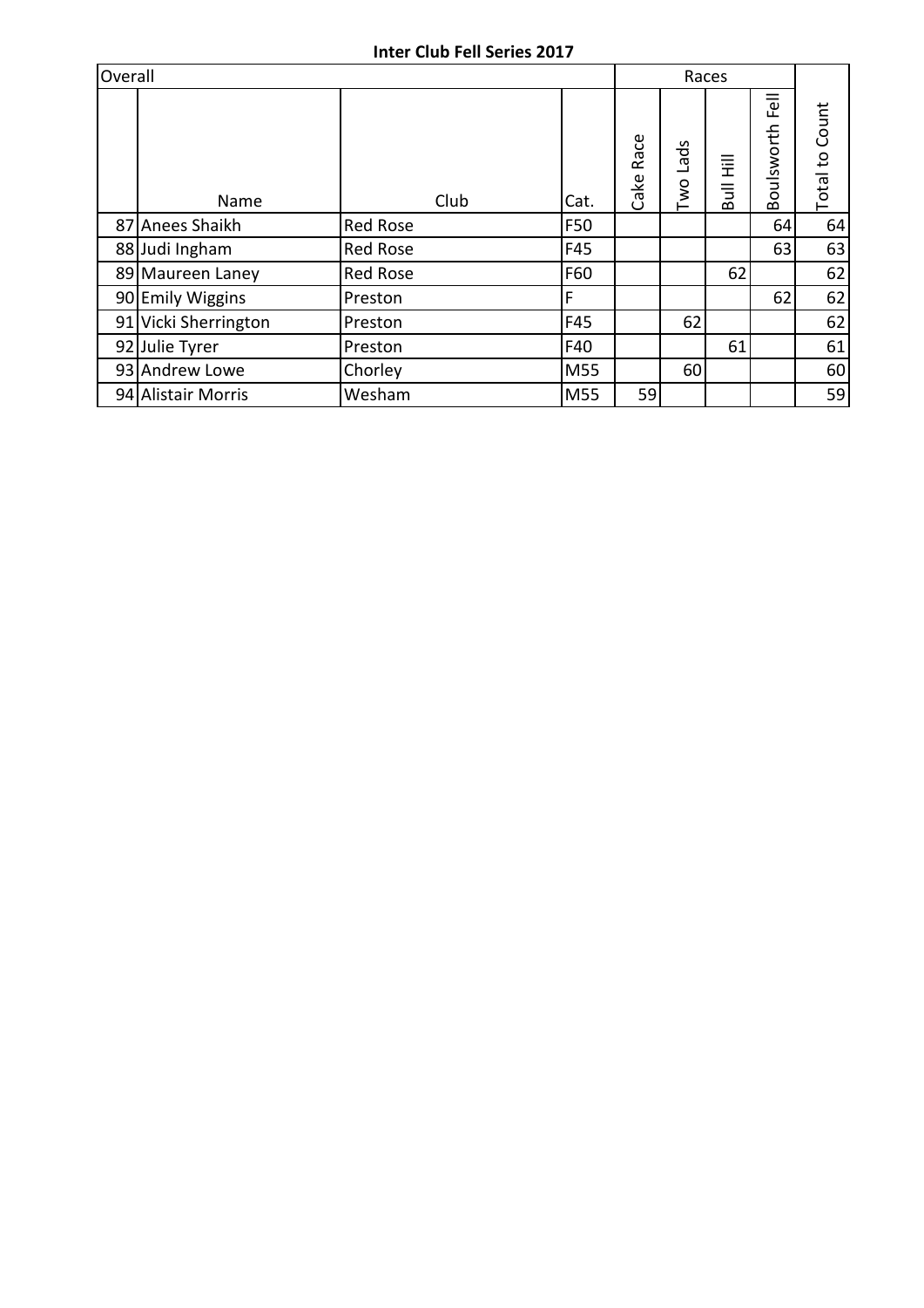**Inter Club Fell Series 2017**

| Overall | | | | Races | | | | |
|---|---|---|---|---|---|---|---|---|
| | Name | Club | Cat. | Cake Race | Two Lads | Bull Hill | Boulsworth Fell | Total to Count |
| 87 | Anees Shaikh | Red Rose | F50 | | | | 64 | 64 |
| 88 | Judi Ingham | Red Rose | F45 | | | | 63 | 63 |
| 89 | Maureen Laney | Red Rose | F60 | | | 62 | | 62 |
| 90 | Emily Wiggins | Preston | F | | | | 62 | 62 |
| 91 | Vicki Sherrington | Preston | F45 | | 62 | | | 62 |
| 92 | Julie Tyrer | Preston | F40 | | | 61 | | 61 |
| 93 | Andrew Lowe | Chorley | M55 | | 60 | | | 60 |
| 94 | Alistair Morris | Wesham | M55 | 59 | | | | 59 |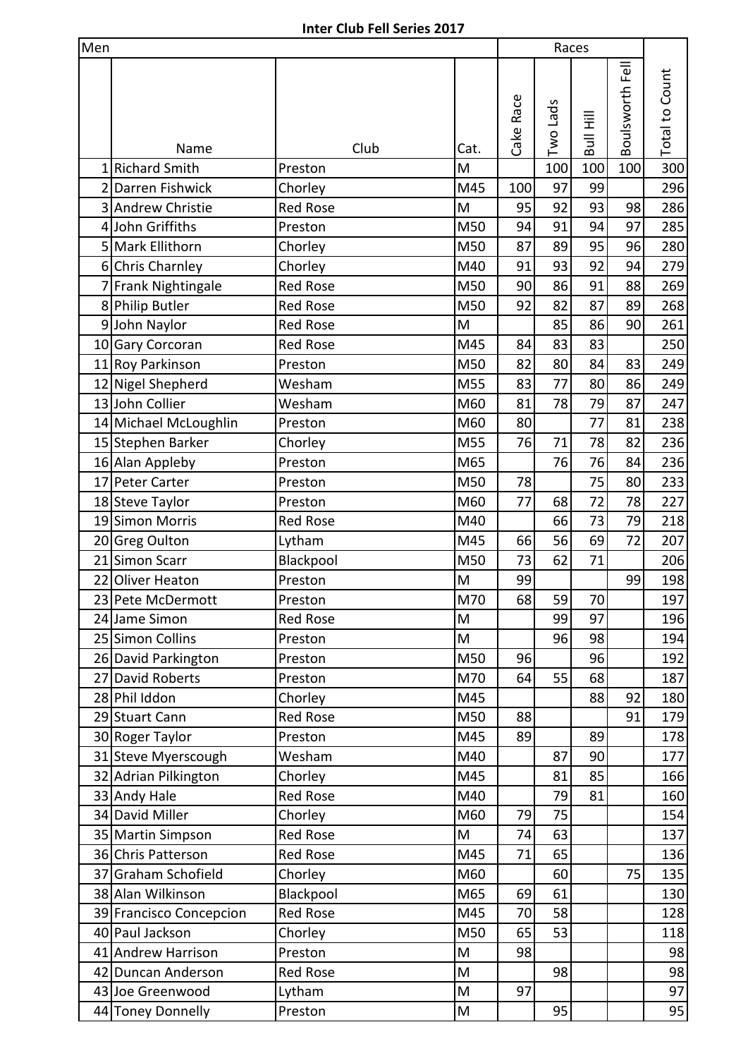**Inter Club Fell Series 2017**

| Men | | | | Races | | | | |
|---|---|---|---|---|---|---|---|---|
| | Name | Club | Cat. | Cake Race | Two Lads | Bull Hill | Boulsworth Fell | Total to Count |
| 1 | Richard Smith | Preston | M | | 100 | 100 | 100 | 300 |
| 2 | Darren Fishwick | Chorley | M45 | 100 | 97 | 99 | | 296 |
| 3 | Andrew Christie | Red Rose | M | 95 | 92 | 93 | 98 | 286 |
| 4 | John Griffiths | Preston | M50 | 94 | 91 | 94 | 97 | 285 |
| 5 | Mark Ellithorn | Chorley | M50 | 87 | 89 | 95 | 96 | 280 |
| 6 | Chris Charnley | Chorley | M40 | 91 | 93 | 92 | 94 | 279 |
| 7 | Frank Nightingale | Red Rose | M50 | 90 | 86 | 91 | 88 | 269 |
| 8 | Philip Butler | Red Rose | M50 | 92 | 82 | 87 | 89 | 268 |
| 9 | John Naylor | Red Rose | M | | 85 | 86 | 90 | 261 |
| 10 | Gary Corcoran | Red Rose | M45 | 84 | 83 | 83 | | 250 |
| 11 | Roy Parkinson | Preston | M50 | 82 | 80 | 84 | 83 | 249 |
| 12 | Nigel Shepherd | Wesham | M55 | 83 | 77 | 80 | 86 | 249 |
| 13 | John Collier | Wesham | M60 | 81 | 78 | 79 | 87 | 247 |
| 14 | Michael McLoughlin | Preston | M60 | 80 | | 77 | 81 | 238 |
| 15 | Stephen Barker | Chorley | M55 | 76 | 71 | 78 | 82 | 236 |
| 16 | Alan Appleby | Preston | M65 | | 76 | 76 | 84 | 236 |
| 17 | Peter Carter | Preston | M50 | 78 | | 75 | 80 | 233 |
| 18 | Steve Taylor | Preston | M60 | 77 | 68 | 72 | 78 | 227 |
| 19 | Simon Morris | Red Rose | M40 | | 66 | 73 | 79 | 218 |
| 20 | Greg Oulton | Lytham | M45 | 66 | 56 | 69 | 72 | 207 |
| 21 | Simon Scarr | Blackpool | M50 | 73 | 62 | 71 | | 206 |
| 22 | Oliver Heaton | Preston | M | 99 | | | 99 | 198 |
| 23 | Pete McDermott | Preston | M70 | 68 | 59 | 70 | | 197 |
| 24 | Jame Simon | Red Rose | M | | 99 | 97 | | 196 |
| 25 | Simon Collins | Preston | M | | 96 | 98 | | 194 |
| 26 | David Parkington | Preston | M50 | 96 | | 96 | | 192 |
| 27 | David Roberts | Preston | M70 | 64 | 55 | 68 | | 187 |
| 28 | Phil Iddon | Chorley | M45 | | | 88 | 92 | 180 |
| 29 | Stuart Cann | Red Rose | M50 | 88 | | | 91 | 179 |
| 30 | Roger Taylor | Preston | M45 | 89 | | 89 | | 178 |
| 31 | Steve Myerscough | Wesham | M40 | | 87 | 90 | | 177 |
| 32 | Adrian Pilkington | Chorley | M45 | | 81 | 85 | | 166 |
| 33 | Andy Hale | Red Rose | M40 | | 79 | 81 | | 160 |
| 34 | David Miller | Chorley | M60 | 79 | 75 | | | 154 |
| 35 | Martin Simpson | Red Rose | M | 74 | 63 | | | 137 |
| 36 | Chris Patterson | Red Rose | M45 | 71 | 65 | | | 136 |
| 37 | Graham Schofield | Chorley | M60 | | 60 | | 75 | 135 |
| 38 | Alan Wilkinson | Blackpool | M65 | 69 | 61 | | | 130 |
| 39 | Francisco Concepcion | Red Rose | M45 | 70 | 58 | | | 128 |
| 40 | Paul Jackson | Chorley | M50 | 65 | 53 | | | 118 |
| 41 | Andrew Harrison | Preston | M | 98 | | | | 98 |
| 42 | Duncan Anderson | Red Rose | M | | 98 | | | 98 |
| 43 | Joe Greenwood | Lytham | M | 97 | | | | 97 |
| 44 | Toney Donnelly | Preston | M | | 95 | | | 95 |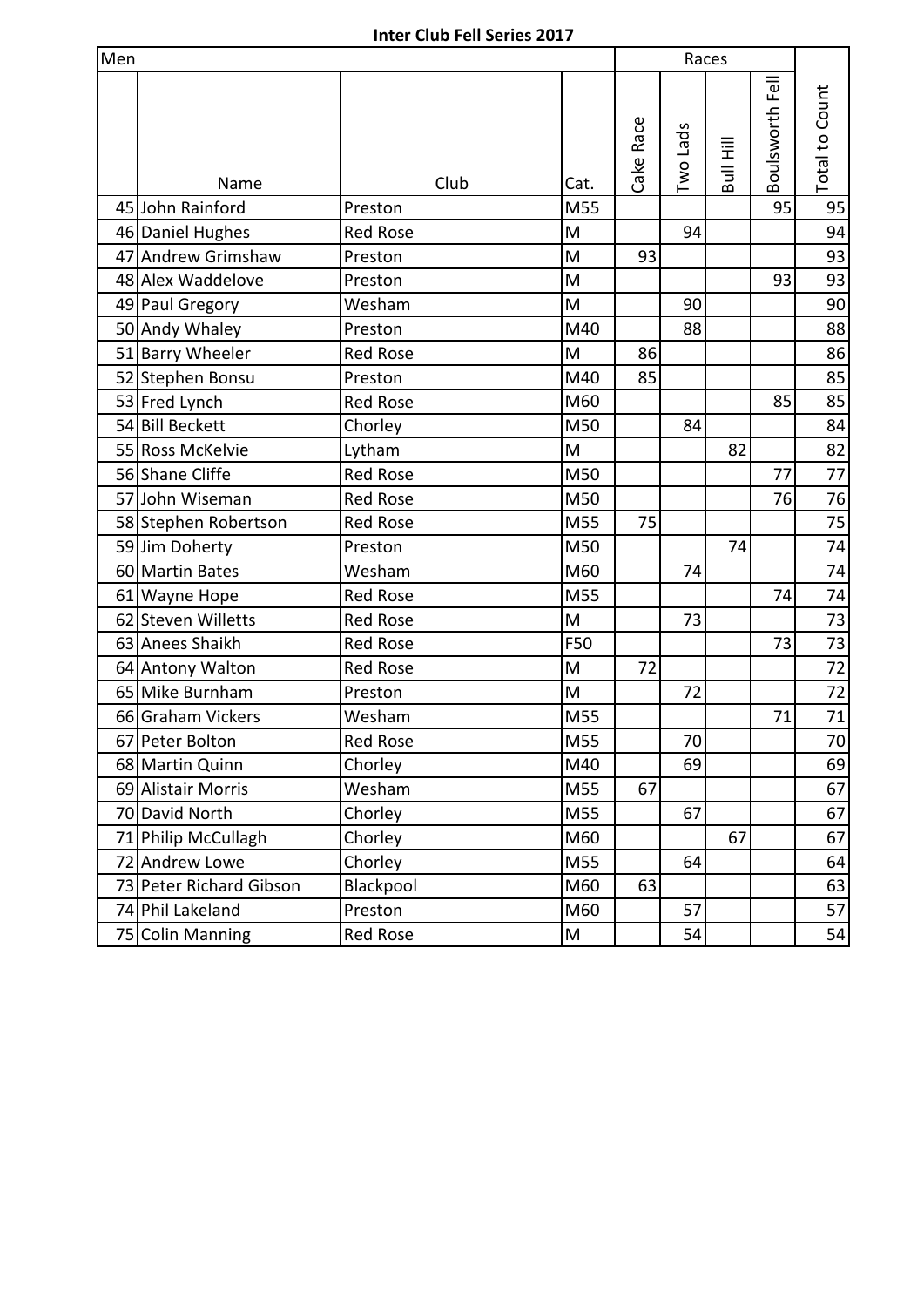**Inter Club Fell Series 2017**

| Men | | | | Races | | | | |
|---|---|---|---|---|---|---|---|---|
| | Name | Club | Cat. | Cake Race | Two Lads | Bull Hill | Boulsworth Fell | Total to Count |
| 45 | John Rainford | Preston | M55 | | | | 95 | 95 |
| 46 | Daniel Hughes | Red Rose | M | | 94 | | | 94 |
| 47 | Andrew Grimshaw | Preston | M | 93 | | | | 93 |
| 48 | Alex Waddelove | Preston | M | | | | 93 | 93 |
| 49 | Paul Gregory | Wesham | M | | 90 | | | 90 |
| 50 | Andy Whaley | Preston | M40 | | 88 | | | 88 |
| 51 | Barry Wheeler | Red Rose | M | 86 | | | | 86 |
| 52 | Stephen Bonsu | Preston | M40 | 85 | | | | 85 |
| 53 | Fred Lynch | Red Rose | M60 | | | | 85 | 85 |
| 54 | Bill Beckett | Chorley | M50 | | 84 | | | 84 |
| 55 | Ross McKelvie | Lytham | M | | | 82 | | 82 |
| 56 | Shane Cliffe | Red Rose | M50 | | | | 77 | 77 |
| 57 | John Wiseman | Red Rose | M50 | | | | 76 | 76 |
| 58 | Stephen Robertson | Red Rose | M55 | 75 | | | | 75 |
| 59 | Jim Doherty | Preston | M50 | | | 74 | | 74 |
| 60 | Martin Bates | Wesham | M60 | | 74 | | | 74 |
| 61 | Wayne Hope | Red Rose | M55 | | | | 74 | 74 |
| 62 | Steven Willetts | Red Rose | M | | 73 | | | 73 |
| 63 | Anees Shaikh | Red Rose | F50 | | | | 73 | 73 |
| 64 | Antony Walton | Red Rose | M | 72 | | | | 72 |
| 65 | Mike Burnham | Preston | M | | 72 | | | 72 |
| 66 | Graham Vickers | Wesham | M55 | | | | 71 | 71 |
| 67 | Peter Bolton | Red Rose | M55 | | 70 | | | 70 |
| 68 | Martin Quinn | Chorley | M40 | | 69 | | | 69 |
| 69 | Alistair Morris | Wesham | M55 | 67 | | | | 67 |
| 70 | David North | Chorley | M55 | | 67 | | | 67 |
| 71 | Philip McCullagh | Chorley | M60 | | | 67 | | 67 |
| 72 | Andrew Lowe | Chorley | M55 | | 64 | | | 64 |
| 73 | Peter Richard Gibson | Blackpool | M60 | 63 | | | | 63 |
| 74 | Phil Lakeland | Preston | M60 | | 57 | | | 57 |
| 75 | Colin Manning | Red Rose | M | | 54 | | | 54 |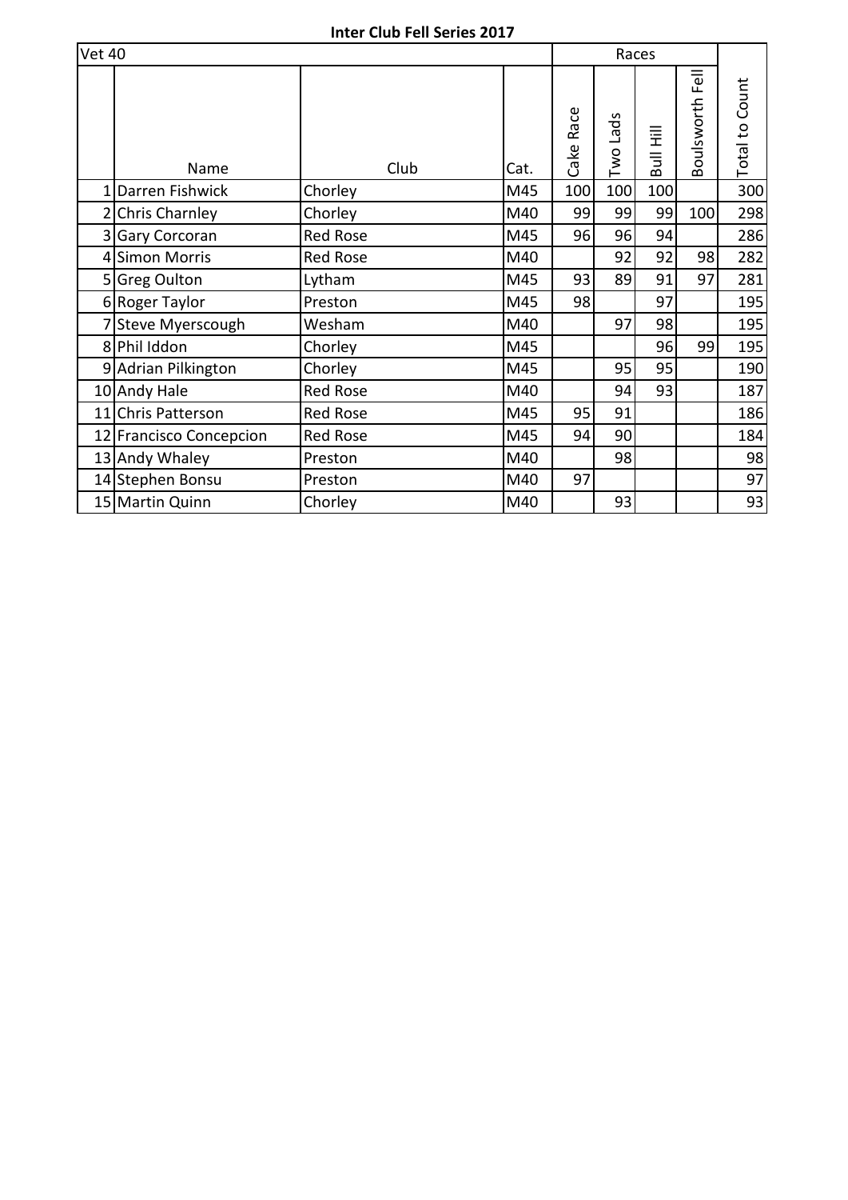**Inter Club Fell Series 2017**

| Vet 40 | | | | Races | | | | |
|---|---|---|---|---|---|---|---|---|
| | Name | Club | Cat. | Cake Race | Two Lads | Bull Hill | Boulsworth Fell | Total to Count |
| 1 | Darren Fishwick | Chorley | M45 | 100 | 100 | 100 | | 300 |
| 2 | Chris Charnley | Chorley | M40 | 99 | 99 | 99 | 100 | 298 |
| 3 | Gary Corcoran | Red Rose | M45 | 96 | 96 | 94 | | 286 |
| 4 | Simon Morris | Red Rose | M40 | | 92 | 92 | 98 | 282 |
| 5 | Greg Oulton | Lytham | M45 | 93 | 89 | 91 | 97 | 281 |
| 6 | Roger Taylor | Preston | M45 | 98 | | 97 | | 195 |
| 7 | Steve Myerscough | Wesham | M40 | | 97 | 98 | | 195 |
| 8 | Phil Iddon | Chorley | M45 | | | 96 | 99 | 195 |
| 9 | Adrian Pilkington | Chorley | M45 | | 95 | 95 | | 190 |
| 10 | Andy Hale | Red Rose | M40 | | 94 | 93 | | 187 |
| 11 | Chris Patterson | Red Rose | M45 | 95 | 91 | | | 186 |
| 12 | Francisco Concepcion | Red Rose | M45 | 94 | 90 | | | 184 |
| 13 | Andy Whaley | Preston | M40 | | 98 | | | 98 |
| 14 | Stephen Bonsu | Preston | M40 | 97 | | | | 97 |
| 15 | Martin Quinn | Chorley | M40 | | 93 | | | 93 |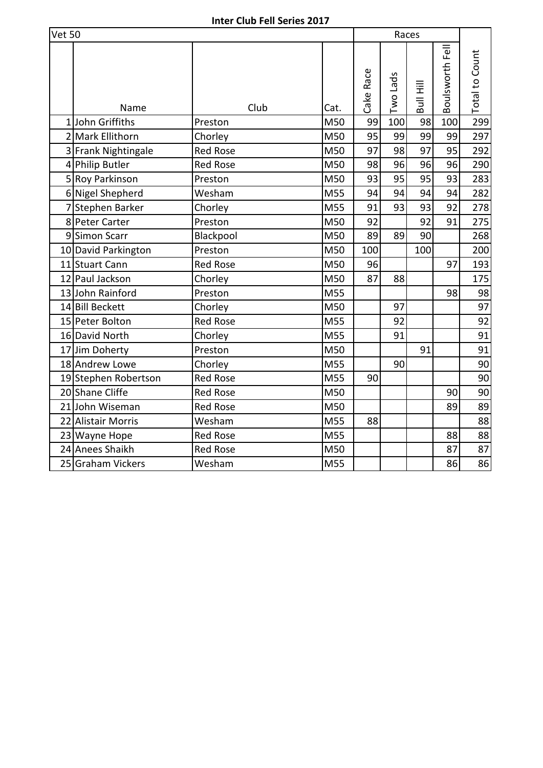**Inter Club Fell Series 2017**

| Vet 50 | | | | Races | | | | |
|---|---|---|---|---|---|---|---|---|
| | Name | Club | Cat. | Cake Race | Two Lads | Bull Hill | Boulsworth Fell | Total to Count |
| 1 | John Griffiths | Preston | M50 | 99 | 100 | 98 | 100 | 299 |
| 2 | Mark Ellithorn | Chorley | M50 | 95 | 99 | 99 | 99 | 297 |
| 3 | Frank Nightingale | Red Rose | M50 | 97 | 98 | 97 | 95 | 292 |
| 4 | Philip Butler | Red Rose | M50 | 98 | 96 | 96 | 96 | 290 |
| 5 | Roy Parkinson | Preston | M50 | 93 | 95 | 95 | 93 | 283 |
| 6 | Nigel Shepherd | Wesham | M55 | 94 | 94 | 94 | 94 | 282 |
| 7 | Stephen Barker | Chorley | M55 | 91 | 93 | 93 | 92 | 278 |
| 8 | Peter Carter | Preston | M50 | 92 | | 92 | 91 | 275 |
| 9 | Simon Scarr | Blackpool | M50 | 89 | 89 | 90 | | 268 |
| 10 | David Parkington | Preston | M50 | 100 | | 100 | | 200 |
| 11 | Stuart Cann | Red Rose | M50 | 96 | | | 97 | 193 |
| 12 | Paul Jackson | Chorley | M50 | 87 | 88 | | | 175 |
| 13 | John Rainford | Preston | M55 | | | | 98 | 98 |
| 14 | Bill Beckett | Chorley | M50 | | 97 | | | 97 |
| 15 | Peter Bolton | Red Rose | M55 | | 92 | | | 92 |
| 16 | David North | Chorley | M55 | | 91 | | | 91 |
| 17 | Jim Doherty | Preston | M50 | | | 91 | | 91 |
| 18 | Andrew Lowe | Chorley | M55 | | 90 | | | 90 |
| 19 | Stephen Robertson | Red Rose | M55 | 90 | | | | 90 |
| 20 | Shane Cliffe | Red Rose | M50 | | | | 90 | 90 |
| 21 | John Wiseman | Red Rose | M50 | | | | 89 | 89 |
| 22 | Alistair Morris | Wesham | M55 | 88 | | | | 88 |
| 23 | Wayne Hope | Red Rose | M55 | | | | 88 | 88 |
| 24 | Anees Shaikh | Red Rose | M50 | | | | 87 | 87 |
| 25 | Graham Vickers | Wesham | M55 | | | | 86 | 86 |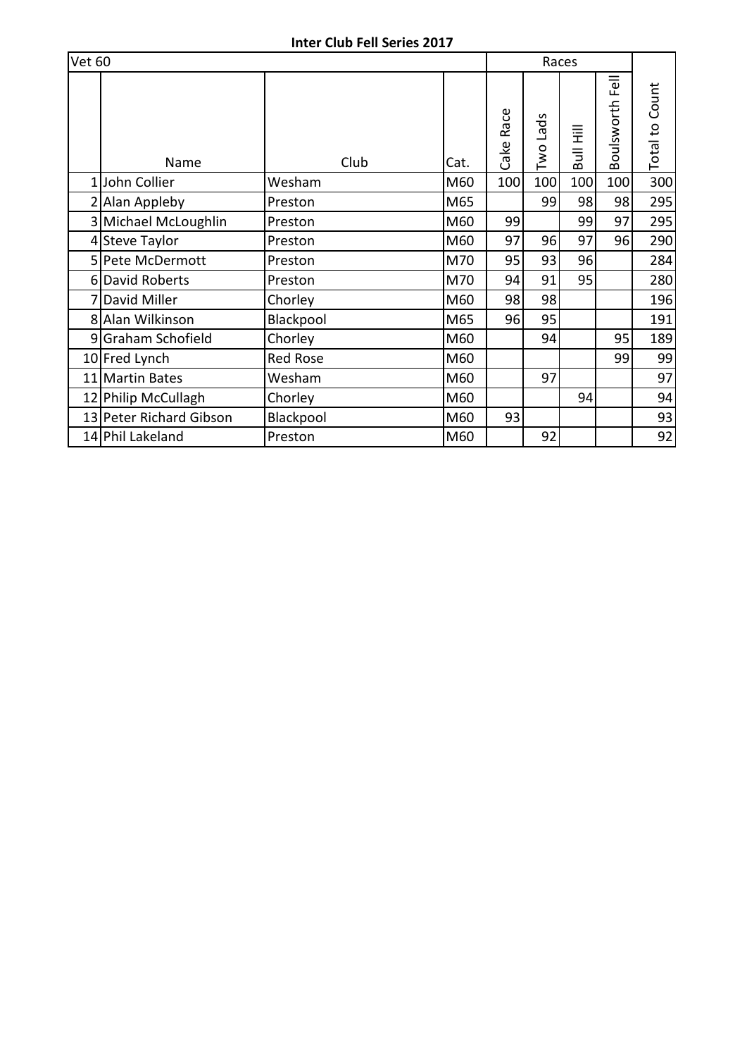**Inter Club Fell Series 2017**

| Vet 60 | | | | Races | | | | |
|---|---|---|---|---|---|---|---|---|
| | Name | Club | Cat. | Cake Race | Two Lads | Bull Hill | Boulsworth Fell | Total to Count |
| 1 | John Collier | Wesham | M60 | 100 | 100 | 100 | 100 | 300 |
| 2 | Alan Appleby | Preston | M65 | | 99 | 98 | 98 | 295 |
| 3 | Michael McLoughlin | Preston | M60 | 99 | | 99 | 97 | 295 |
| 4 | Steve Taylor | Preston | M60 | 97 | 96 | 97 | 96 | 290 |
| 5 | Pete McDermott | Preston | M70 | 95 | 93 | 96 | | 284 |
| 6 | David Roberts | Preston | M70 | 94 | 91 | 95 | | 280 |
| 7 | David Miller | Chorley | M60 | 98 | 98 | | | 196 |
| 8 | Alan Wilkinson | Blackpool | M65 | 96 | 95 | | | 191 |
| 9 | Graham Schofield | Chorley | M60 | | 94 | | 95 | 189 |
| 10 | Fred Lynch | Red Rose | M60 | | | | 99 | 99 |
| 11 | Martin Bates | Wesham | M60 | | 97 | | | 97 |
| 12 | Philip McCullagh | Chorley | M60 | | | 94 | | 94 |
| 13 | Peter Richard Gibson | Blackpool | M60 | 93 | | | | 93 |
| 14 | Phil Lakeland | Preston | M60 | | 92 | | | 92 |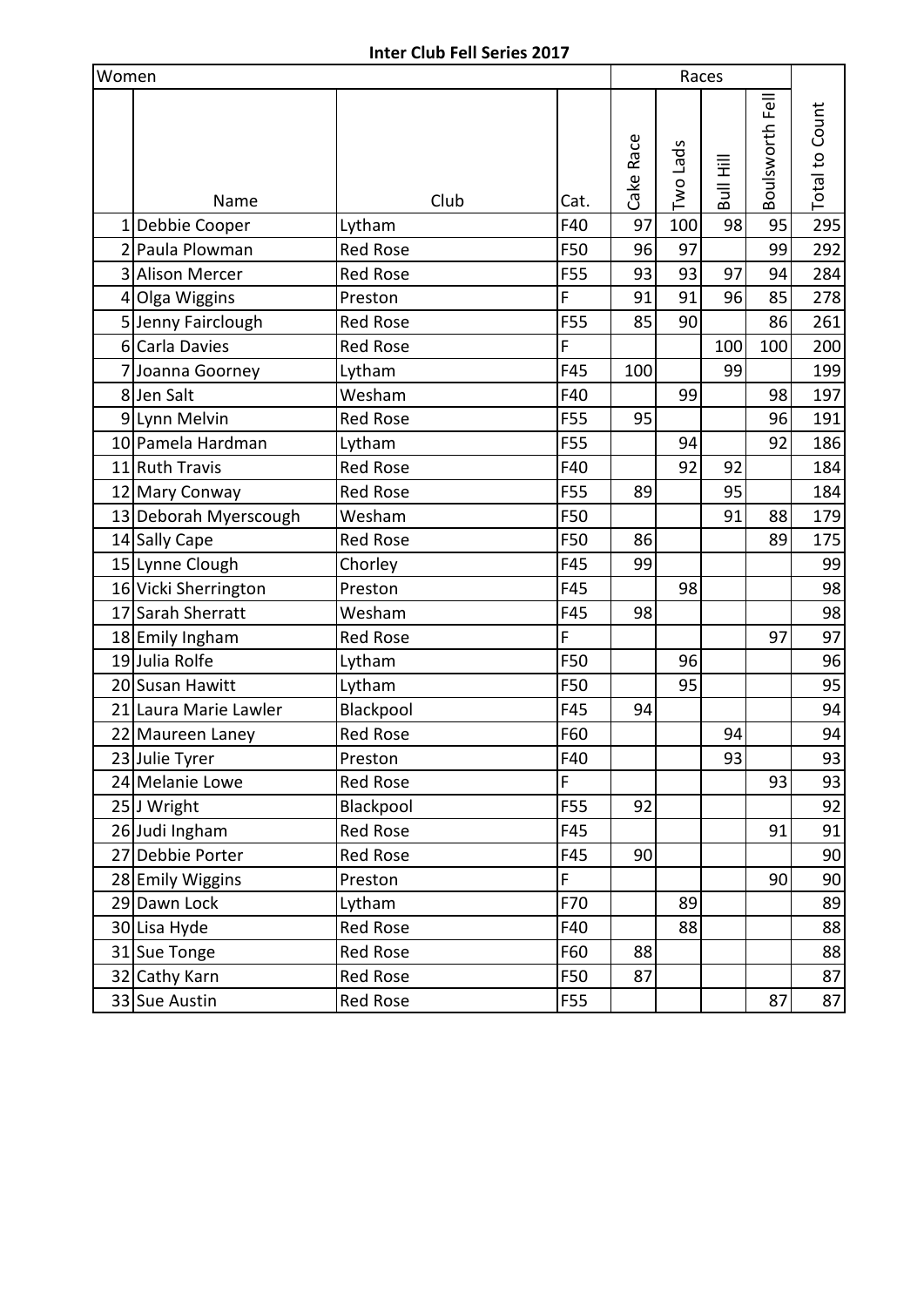**Inter Club Fell Series 2017**

| Women | | | | Races | | | | |
|---|---|---|---|---|---|---|---|---|
| | Name | Club | Cat. | Cake Race | Two Lads | Bull Hill | Boulsworth Fell | Total to Count |
| 1 | Debbie Cooper | Lytham | F40 | 97 | 100 | 98 | 95 | 295 |
| 2 | Paula Plowman | Red Rose | F50 | 96 | 97 | | 99 | 292 |
| 3 | Alison Mercer | Red Rose | F55 | 93 | 93 | 97 | 94 | 284 |
| 4 | Olga Wiggins | Preston | F | 91 | 91 | 96 | 85 | 278 |
| 5 | Jenny Fairclough | Red Rose | F55 | 85 | 90 | | 86 | 261 |
| 6 | Carla Davies | Red Rose | F | | | 100 | 100 | 200 |
| 7 | Joanna Goorney | Lytham | F45 | 100 | | 99 | | 199 |
| 8 | Jen Salt | Wesham | F40 | | 99 | | 98 | 197 |
| 9 | Lynn Melvin | Red Rose | F55 | 95 | | | 96 | 191 |
| 10 | Pamela Hardman | Lytham | F55 | | 94 | | 92 | 186 |
| 11 | Ruth Travis | Red Rose | F40 | | 92 | 92 | | 184 |
| 12 | Mary Conway | Red Rose | F55 | 89 | | 95 | | 184 |
| 13 | Deborah Myerscough | Wesham | F50 | | | 91 | 88 | 179 |
| 14 | Sally Cape | Red Rose | F50 | 86 | | | 89 | 175 |
| 15 | Lynne Clough | Chorley | F45 | 99 | | | | 99 |
| 16 | Vicki Sherrington | Preston | F45 | | 98 | | | 98 |
| 17 | Sarah Sherratt | Wesham | F45 | 98 | | | | 98 |
| 18 | Emily Ingham | Red Rose | F | | | | 97 | 97 |
| 19 | Julia Rolfe | Lytham | F50 | | 96 | | | 96 |
| 20 | Susan Hawitt | Lytham | F50 | | 95 | | | 95 |
| 21 | Laura Marie Lawler | Blackpool | F45 | 94 | | | | 94 |
| 22 | Maureen Laney | Red Rose | F60 | | | 94 | | 94 |
| 23 | Julie Tyrer | Preston | F40 | | | 93 | | 93 |
| 24 | Melanie Lowe | Red Rose | F | | | | 93 | 93 |
| 25 | J Wright | Blackpool | F55 | 92 | | | | 92 |
| 26 | Judi Ingham | Red Rose | F45 | | | | 91 | 91 |
| 27 | Debbie Porter | Red Rose | F45 | 90 | | | | 90 |
| 28 | Emily Wiggins | Preston | F | | | | 90 | 90 |
| 29 | Dawn Lock | Lytham | F70 | | 89 | | | 89 |
| 30 | Lisa Hyde | Red Rose | F40 | | 88 | | | 88 |
| 31 | Sue Tonge | Red Rose | F60 | 88 | | | | 88 |
| 32 | Cathy Karn | Red Rose | F50 | 87 | | | | 87 |
| 33 | Sue Austin | Red Rose | F55 | | | | 87 | 87 |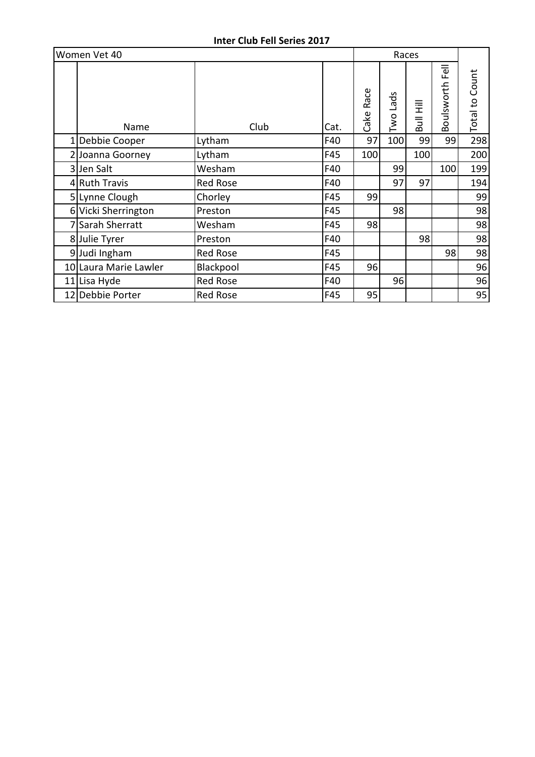**Inter Club Fell Series 2017**

| Women Vet 40 | | | | Races | | | | |
|---|---|---|---|---|---|---|---|---|
| | Name | Club | Cat. | Cake Race | Two Lads | Bull Hill | Boulsworth Fell | Total to Count |
| 1 | Debbie Cooper | Lytham | F40 | 97 | 100 | 99 | 99 | 298 |
| 2 | Joanna Goorney | Lytham | F45 | 100 | | 100 | | 200 |
| 3 | Jen Salt | Wesham | F40 | | 99 | | 100 | 199 |
| 4 | Ruth Travis | Red Rose | F40 | | 97 | 97 | | 194 |
| 5 | Lynne Clough | Chorley | F45 | 99 | | | | 99 |
| 6 | Vicki Sherrington | Preston | F45 | | 98 | | | 98 |
| 7 | Sarah Sherratt | Wesham | F45 | 98 | | | | 98 |
| 8 | Julie Tyrer | Preston | F40 | | | 98 | | 98 |
| 9 | Judi Ingham | Red Rose | F45 | | | | 98 | 98 |
| 10 | Laura Marie Lawler | Blackpool | F45 | 96 | | | | 96 |
| 11 | Lisa Hyde | Red Rose | F40 | | 96 | | | 96 |
| 12 | Debbie Porter | Red Rose | F45 | 95 | | | | 95 |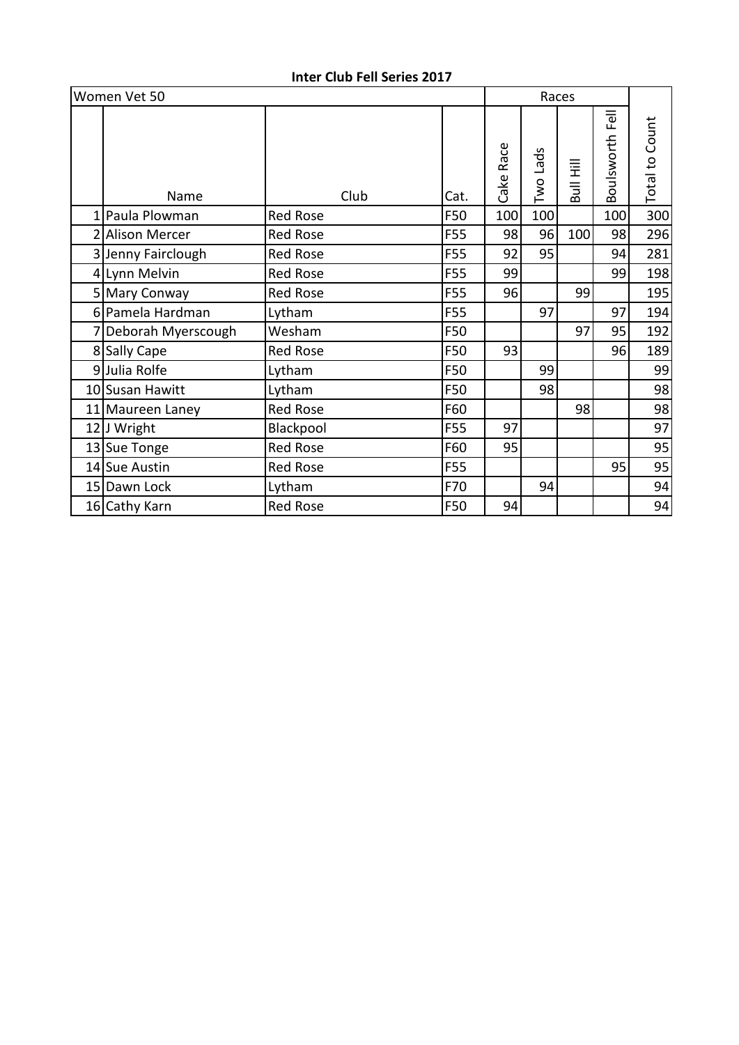**Inter Club Fell Series 2017**

| Women Vet 50 | | | | Races | | | | |
|---|---|---|---|---|---|---|---|---|
| | Name | Club | Cat. | Cake Race | Two Lads | Bull Hill | Boulsworth Fell | Total to Count |
| 1 | Paula Plowman | Red Rose | F50 | 100 | 100 | | 100 | 300 |
| 2 | Alison Mercer | Red Rose | F55 | 98 | 96 | 100 | 98 | 296 |
| 3 | Jenny Fairclough | Red Rose | F55 | 92 | 95 | | 94 | 281 |
| 4 | Lynn Melvin | Red Rose | F55 | 99 | | | 99 | 198 |
| 5 | Mary Conway | Red Rose | F55 | 96 | | 99 | | 195 |
| 6 | Pamela Hardman | Lytham | F55 | | 97 | | 97 | 194 |
| 7 | Deborah Myerscough | Wesham | F50 | | | 97 | 95 | 192 |
| 8 | Sally Cape | Red Rose | F50 | 93 | | | 96 | 189 |
| 9 | Julia Rolfe | Lytham | F50 | | 99 | | | 99 |
| 10 | Susan Hawitt | Lytham | F50 | | 98 | | | 98 |
| 11 | Maureen Laney | Red Rose | F60 | | | 98 | | 98 |
| 12 | J Wright | Blackpool | F55 | 97 | | | | 97 |
| 13 | Sue Tonge | Red Rose | F60 | 95 | | | | 95 |
| 14 | Sue Austin | Red Rose | F55 | | | | 95 | 95 |
| 15 | Dawn Lock | Lytham | F70 | | 94 | | | 94 |
| 16 | Cathy Karn | Red Rose | F50 | 94 | | | | 94 |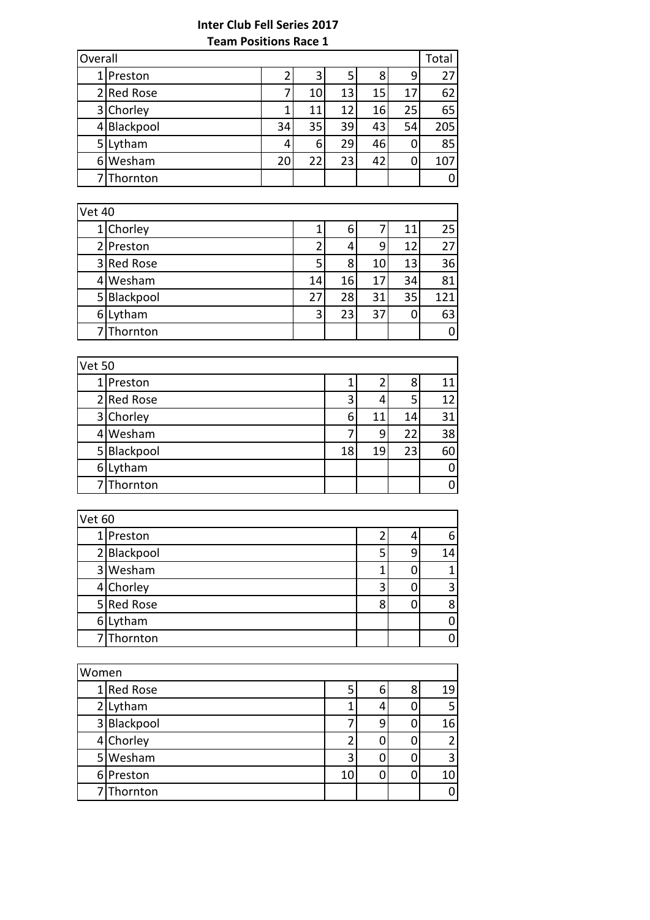**Inter Club Fell Series 2017**

**Team Positions Race 1**

| Overall | | | | | | | Total |
|---|---|---|---|---|---|---|---|
| 1 | Preston | 2 | 3 | 5 | 8 | 9 | 27 |
| 2 | Red Rose | 7 | 10 | 13 | 15 | 17 | 62 |
| 3 | Chorley | 1 | 11 | 12 | 16 | 25 | 65 |
| 4 | Blackpool | 34 | 35 | 39 | 43 | 54 | 205 |
| 5 | Lytham | 4 | 6 | 29 | 46 | 0 | 85 |
| 6 | Wesham | 20 | 22 | 23 | 42 | 0 | 107 |
| 7 | Thornton | | | | | | 0 |

| Vet 40 | | | | | | |
|---|---|---|---|---|---|---|
| 1 | Chorley | 1 | 6 | 7 | 11 | 25 |
| 2 | Preston | 2 | 4 | 9 | 12 | 27 |
| 3 | Red Rose | 5 | 8 | 10 | 13 | 36 |
| 4 | Wesham | 14 | 16 | 17 | 34 | 81 |
| 5 | Blackpool | 27 | 28 | 31 | 35 | 121 |
| 6 | Lytham | 3 | 23 | 37 | 0 | 63 |
| 7 | Thornton | | | | | 0 |

| Vet 50 | | | | | |
|---|---|---|---|---|---|
| 1 | Preston | 1 | 2 | 8 | 11 |
| 2 | Red Rose | 3 | 4 | 5 | 12 |
| 3 | Chorley | 6 | 11 | 14 | 31 |
| 4 | Wesham | 7 | 9 | 22 | 38 |
| 5 | Blackpool | 18 | 19 | 23 | 60 |
| 6 | Lytham | | | | 0 |
| 7 | Thornton | | | | 0 |

| Vet 60 | | | | |
|---|---|---|---|---|
| 1 | Preston | 2 | 4 | 6 |
| 2 | Blackpool | 5 | 9 | 14 |
| 3 | Wesham | 1 | 0 | 1 |
| 4 | Chorley | 3 | 0 | 3 |
| 5 | Red Rose | 8 | 0 | 8 |
| 6 | Lytham | | | 0 |
| 7 | Thornton | | | 0 |

| Women | | | | | |
|---|---|---|---|---|---|
| 1 | Red Rose | 5 | 6 | 8 | 19 |
| 2 | Lytham | 1 | 4 | 0 | 5 |
| 3 | Blackpool | 7 | 9 | 0 | 16 |
| 4 | Chorley | 2 | 0 | 0 | 2 |
| 5 | Wesham | 3 | 0 | 0 | 3 |
| 6 | Preston | 10 | 0 | 0 | 10 |
| 7 | Thornton | | | | 0 |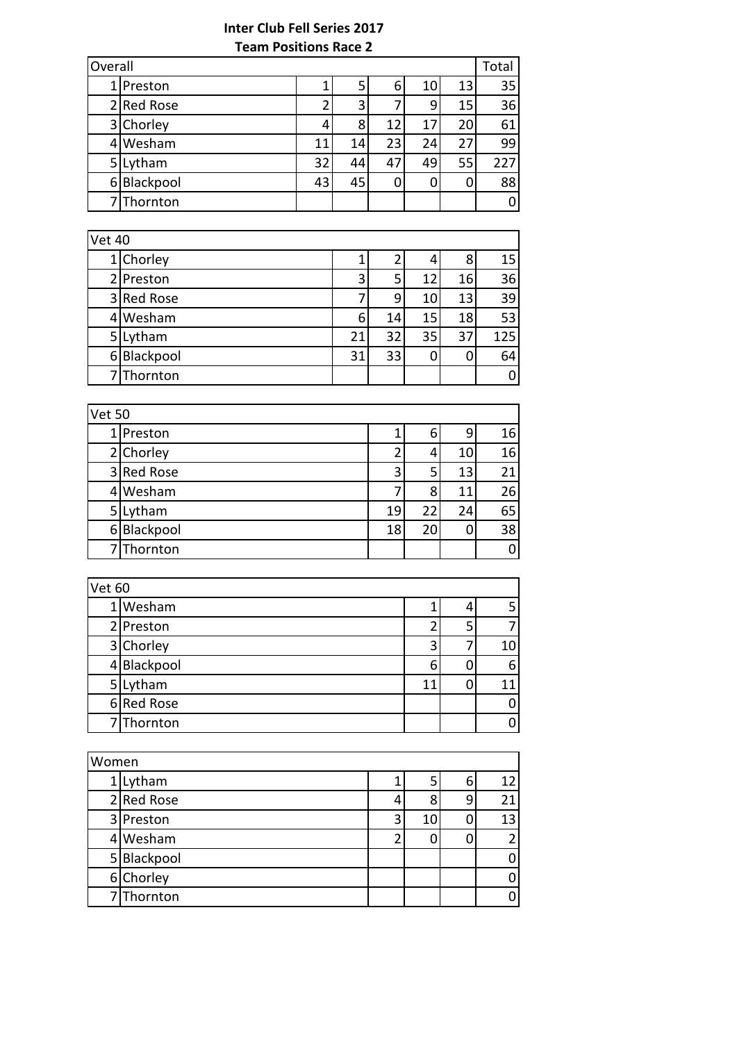**Inter Club Fell Series 2017**
**Team Positions Race 2**

| Overall | | | | | | | Total |
|---|---|---|---|---|---|---|---|
| 1 | Preston | 1 | 5 | 6 | 10 | 13 | 35 |
| 2 | Red Rose | 2 | 3 | 7 | 9 | 15 | 36 |
| 3 | Chorley | 4 | 8 | 12 | 17 | 20 | 61 |
| 4 | Wesham | 11 | 14 | 23 | 24 | 27 | 99 |
| 5 | Lytham | 32 | 44 | 47 | 49 | 55 | 227 |
| 6 | Blackpool | 43 | 45 | 0 | 0 | 0 | 88 |
| 7 | Thornton | | | | | | 0 |

| Vet 40 | | | | | | |
|---|---|---|---|---|---|---|
| 1 | Chorley | 1 | 2 | 4 | 8 | 15 |
| 2 | Preston | 3 | 5 | 12 | 16 | 36 |
| 3 | Red Rose | 7 | 9 | 10 | 13 | 39 |
| 4 | Wesham | 6 | 14 | 15 | 18 | 53 |
| 5 | Lytham | 21 | 32 | 35 | 37 | 125 |
| 6 | Blackpool | 31 | 33 | 0 | 0 | 64 |
| 7 | Thornton | | | | | 0 |

| Vet 50 | | | | | |
|---|---|---|---|---|---|
| 1 | Preston | 1 | 6 | 9 | 16 |
| 2 | Chorley | 2 | 4 | 10 | 16 |
| 3 | Red Rose | 3 | 5 | 13 | 21 |
| 4 | Wesham | 7 | 8 | 11 | 26 |
| 5 | Lytham | 19 | 22 | 24 | 65 |
| 6 | Blackpool | 18 | 20 | 0 | 38 |
| 7 | Thornton | | | | 0 |

| Vet 60 | | | | |
|---|---|---|---|---|
| 1 | Wesham | 1 | 4 | 5 |
| 2 | Preston | 2 | 5 | 7 |
| 3 | Chorley | 3 | 7 | 10 |
| 4 | Blackpool | 6 | 0 | 6 |
| 5 | Lytham | 11 | 0 | 11 |
| 6 | Red Rose | | | 0 |
| 7 | Thornton | | | 0 |

| Women | | | | | |
|---|---|---|---|---|---|
| 1 | Lytham | 1 | 5 | 6 | 12 |
| 2 | Red Rose | 4 | 8 | 9 | 21 |
| 3 | Preston | 3 | 10 | 0 | 13 |
| 4 | Wesham | 2 | 0 | 0 | 2 |
| 5 | Blackpool | | | | 0 |
| 6 | Chorley | | | | 0 |
| 7 | Thornton | | | | 0 |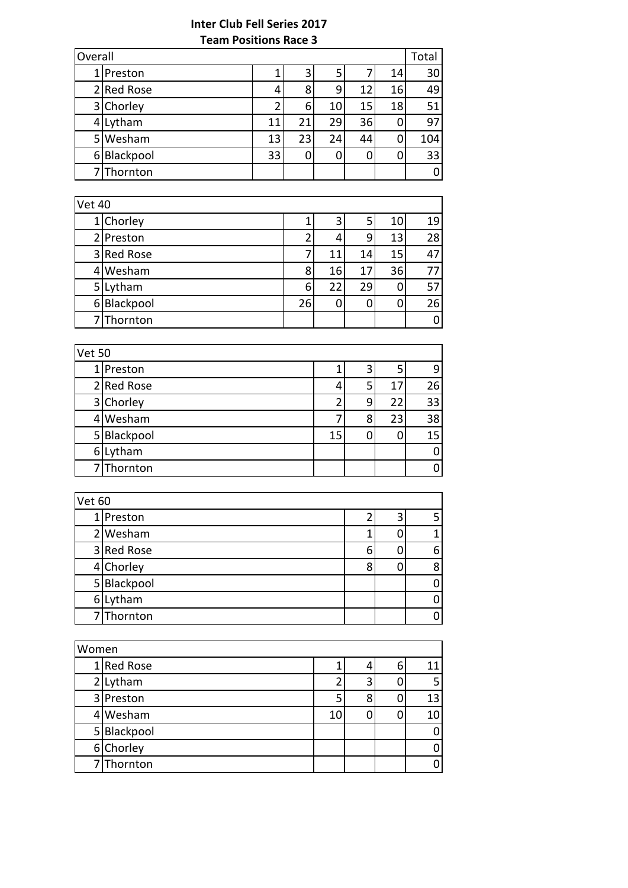**Inter Club Fell Series 2017**
**Team Positions Race 3**

| Overall | | | | | | | Total |
|---|---|---|---|---|---|---|---|
| 1 | Preston | 1 | 3 | 5 | 7 | 14 | 30 |
| 2 | Red Rose | 4 | 8 | 9 | 12 | 16 | 49 |
| 3 | Chorley | 2 | 6 | 10 | 15 | 18 | 51 |
| 4 | Lytham | 11 | 21 | 29 | 36 | 0 | 97 |
| 5 | Wesham | 13 | 23 | 24 | 44 | 0 | 104 |
| 6 | Blackpool | 33 | 0 | 0 | 0 | 0 | 33 |
| 7 | Thornton | | | | | | 0 |

| Vet 40 | | | | | | |
|---|---|---|---|---|---|---|
| 1 | Chorley | 1 | 3 | 5 | 10 | 19 |
| 2 | Preston | 2 | 4 | 9 | 13 | 28 |
| 3 | Red Rose | 7 | 11 | 14 | 15 | 47 |
| 4 | Wesham | 8 | 16 | 17 | 36 | 77 |
| 5 | Lytham | 6 | 22 | 29 | 0 | 57 |
| 6 | Blackpool | 26 | 0 | 0 | 0 | 26 |
| 7 | Thornton | | | | | 0 |

| Vet 50 | | | | | |
|---|---|---|---|---|---|
| 1 | Preston | 1 | 3 | 5 | 9 |
| 2 | Red Rose | 4 | 5 | 17 | 26 |
| 3 | Chorley | 2 | 9 | 22 | 33 |
| 4 | Wesham | 7 | 8 | 23 | 38 |
| 5 | Blackpool | 15 | 0 | 0 | 15 |
| 6 | Lytham | | | | 0 |
| 7 | Thornton | | | | 0 |

| Vet 60 | | | | |
|---|---|---|---|---|
| 1 | Preston | 2 | 3 | 5 |
| 2 | Wesham | 1 | 0 | 1 |
| 3 | Red Rose | 6 | 0 | 6 |
| 4 | Chorley | 8 | 0 | 8 |
| 5 | Blackpool | | | 0 |
| 6 | Lytham | | | 0 |
| 7 | Thornton | | | 0 |

| Women | | | | | |
|---|---|---|---|---|---|
| 1 | Red Rose | 1 | 4 | 6 | 11 |
| 2 | Lytham | 2 | 3 | 0 | 5 |
| 3 | Preston | 5 | 8 | 0 | 13 |
| 4 | Wesham | 10 | 0 | 0 | 10 |
| 5 | Blackpool | | | | 0 |
| 6 | Chorley | | | | 0 |
| 7 | Thornton | | | | 0 |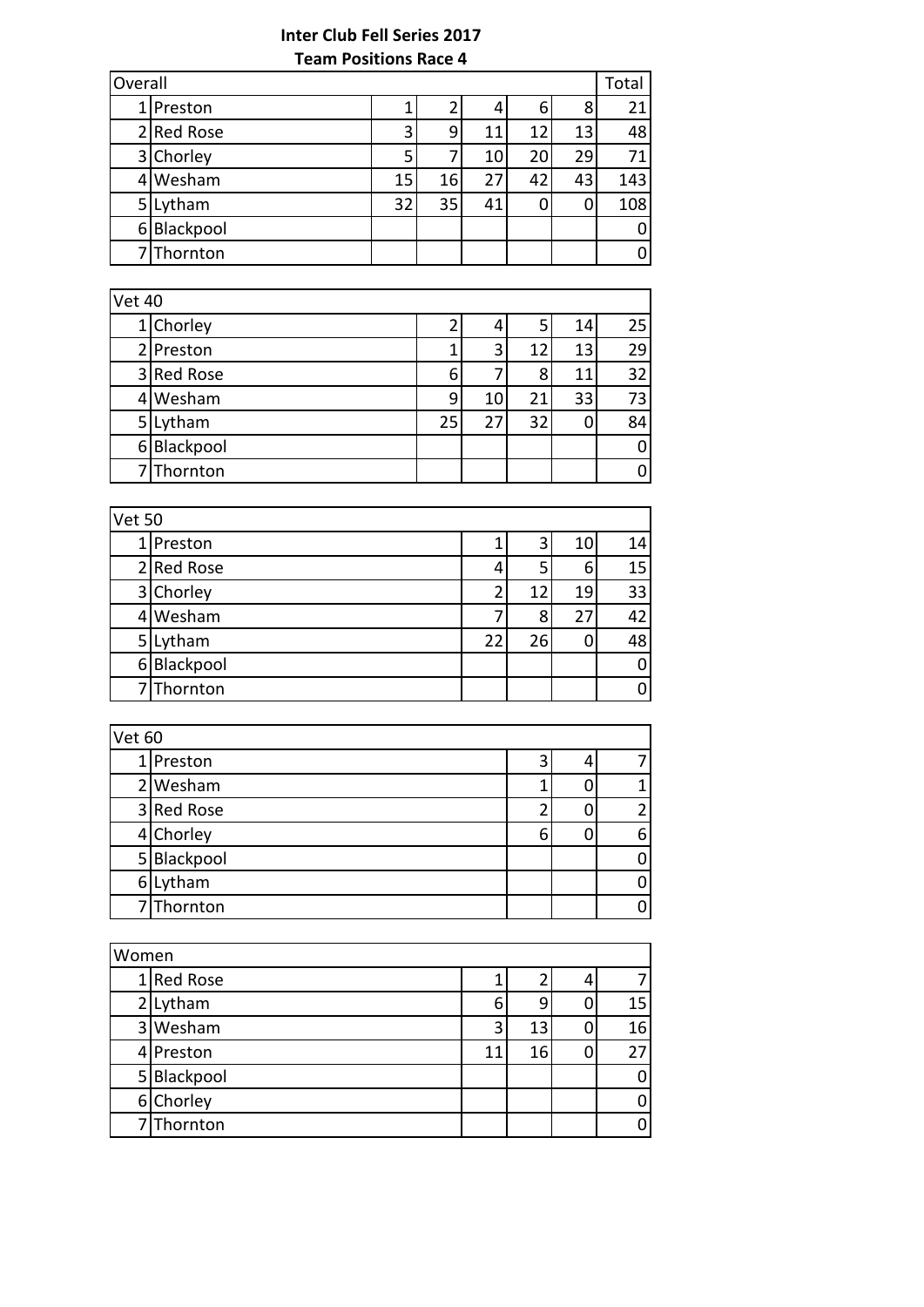**Inter Club Fell Series 2017**
**Team Positions Race 4**

| Overall | | | | | | | Total |
|---|---|---|---|---|---|---|---|
| 1 | Preston | 1 | 2 | 4 | 6 | 8 | 21 |
| 2 | Red Rose | 3 | 9 | 11 | 12 | 13 | 48 |
| 3 | Chorley | 5 | 7 | 10 | 20 | 29 | 71 |
| 4 | Wesham | 15 | 16 | 27 | 42 | 43 | 143 |
| 5 | Lytham | 32 | 35 | 41 | 0 | 0 | 108 |
| 6 | Blackpool | | | | | | 0 |
| 7 | Thornton | | | | | | 0 |

| Vet 40 | | | | | | |
|---|---|---|---|---|---|---|
| 1 | Chorley | 2 | 4 | 5 | 14 | 25 |
| 2 | Preston | 1 | 3 | 12 | 13 | 29 |
| 3 | Red Rose | 6 | 7 | 8 | 11 | 32 |
| 4 | Wesham | 9 | 10 | 21 | 33 | 73 |
| 5 | Lytham | 25 | 27 | 32 | 0 | 84 |
| 6 | Blackpool | | | | | 0 |
| 7 | Thornton | | | | | 0 |

| Vet 50 | | | | | |
|---|---|---|---|---|---|
| 1 | Preston | 1 | 3 | 10 | 14 |
| 2 | Red Rose | 4 | 5 | 6 | 15 |
| 3 | Chorley | 2 | 12 | 19 | 33 |
| 4 | Wesham | 7 | 8 | 27 | 42 |
| 5 | Lytham | 22 | 26 | 0 | 48 |
| 6 | Blackpool | | | | 0 |
| 7 | Thornton | | | | 0 |

| Vet 60 | | | | |
|---|---|---|---|---|
| 1 | Preston | 3 | 4 | 7 |
| 2 | Wesham | 1 | 0 | 1 |
| 3 | Red Rose | 2 | 0 | 2 |
| 4 | Chorley | 6 | 0 | 6 |
| 5 | Blackpool | | | 0 |
| 6 | Lytham | | | 0 |
| 7 | Thornton | | | 0 |

| Women | | | | | |
|---|---|---|---|---|---|
| 1 | Red Rose | 1 | 2 | 4 | 7 |
| 2 | Lytham | 6 | 9 | 0 | 15 |
| 3 | Wesham | 3 | 13 | 0 | 16 |
| 4 | Preston | 11 | 16 | 0 | 27 |
| 5 | Blackpool | | | | 0 |
| 6 | Chorley | | | | 0 |
| 7 | Thornton | | | | 0 |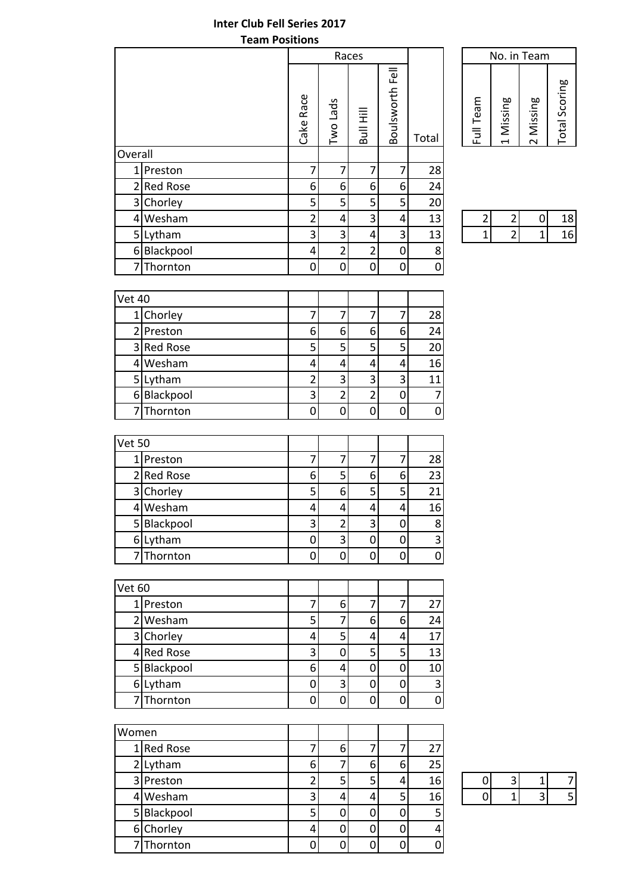# Inter Club Fell Series 2017

## Team Positions

| | | Races | | | | | No. in Team | | | |
|---|---|---|---|---|---|---|---|---|---|---|
| | | Cake Race | Two Lads | Bull Hill | Boulsworth Fell | Total | Full Team | 1 Missing | 2 Missing | Total Scoring |
| Overall | | | | | | | | | | |
| 1 | Preston | 7 | 7 | 7 | 7 | 28 | | | | |
| 2 | Red Rose | 6 | 6 | 6 | 6 | 24 | | | | |
| 3 | Chorley | 5 | 5 | 5 | 5 | 20 | | | | |
| 4 | Wesham | 2 | 4 | 3 | 4 | 13 | 2 | 2 | 0 | 18 |
| 5 | Lytham | 3 | 3 | 4 | 3 | 13 | 1 | 2 | 1 | 16 |
| 6 | Blackpool | 4 | 2 | 2 | 0 | 8 | | | | |
| 7 | Thornton | 0 | 0 | 0 | 0 | 0 | | | | |
| Vet 40 | | | | | | | | | | |
| 1 | Chorley | 7 | 7 | 7 | 7 | 28 | | | | |
| 2 | Preston | 6 | 6 | 6 | 6 | 24 | | | | |
| 3 | Red Rose | 5 | 5 | 5 | 5 | 20 | | | | |
| 4 | Wesham | 4 | 4 | 4 | 4 | 16 | | | | |
| 5 | Lytham | 2 | 3 | 3 | 3 | 11 | | | | |
| 6 | Blackpool | 3 | 2 | 2 | 0 | 7 | | | | |
| 7 | Thornton | 0 | 0 | 0 | 0 | 0 | | | | |
| Vet 50 | | | | | | | | | | |
| 1 | Preston | 7 | 7 | 7 | 7 | 28 | | | | |
| 2 | Red Rose | 6 | 5 | 6 | 6 | 23 | | | | |
| 3 | Chorley | 5 | 6 | 5 | 5 | 21 | | | | |
| 4 | Wesham | 4 | 4 | 4 | 4 | 16 | | | | |
| 5 | Blackpool | 3 | 2 | 3 | 0 | 8 | | | | |
| 6 | Lytham | 0 | 3 | 0 | 0 | 3 | | | | |
| 7 | Thornton | 0 | 0 | 0 | 0 | 0 | | | | |
| Vet 60 | | | | | | | | | | |
| 1 | Preston | 7 | 6 | 7 | 7 | 27 | | | | |
| 2 | Wesham | 5 | 7 | 6 | 6 | 24 | | | | |
| 3 | Chorley | 4 | 5 | 4 | 4 | 17 | | | | |
| 4 | Red Rose | 3 | 0 | 5 | 5 | 13 | | | | |
| 5 | Blackpool | 6 | 4 | 0 | 0 | 10 | | | | |
| 6 | Lytham | 0 | 3 | 0 | 0 | 3 | | | | |
| 7 | Thornton | 0 | 0 | 0 | 0 | 0 | | | | |
| Women | | | | | | | | | | |
| 1 | Red Rose | 7 | 6 | 7 | 7 | 27 | | | | |
| 2 | Lytham | 6 | 7 | 6 | 6 | 25 | | | | |
| 3 | Preston | 2 | 5 | 5 | 4 | 16 | 0 | 3 | 1 | 7 |
| 4 | Wesham | 3 | 4 | 4 | 5 | 16 | 0 | 1 | 3 | 5 |
| 5 | Blackpool | 5 | 0 | 0 | 0 | 5 | | | | |
| 6 | Chorley | 4 | 0 | 0 | 0 | 4 | | | | |
| 7 | Thornton | 0 | 0 | 0 | 0 | 0 | | | | |